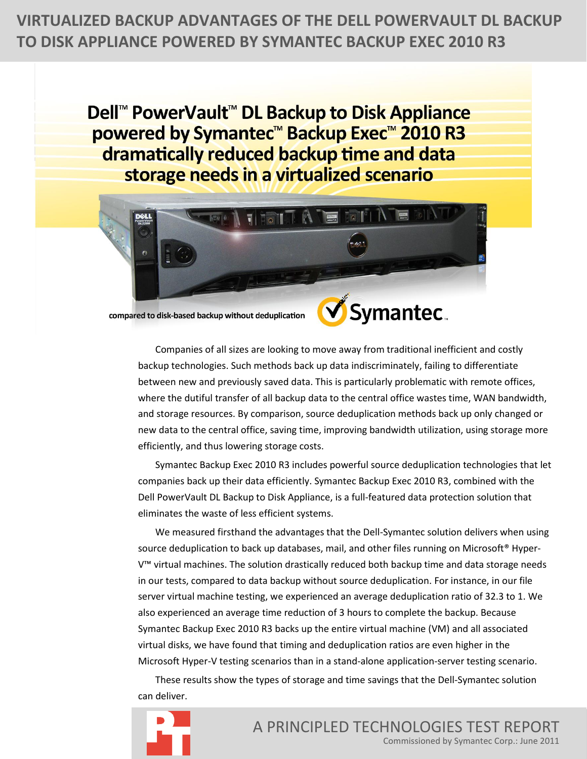# VIRTUALIZED BACKUP ADVANTAGES OF THE DELL POWERVAULT DL BACKUP TO DISK APPLIANCE POWERED BY SYMANTEC BACKUP EXEC 2010 R3

## Dell™ PowerVault™ DL Backup to Disk Appliance powered by Symantec™ Backup Exec™ 2010 R3 dramatically reduced backup time and data storage needs in a virtualized scenario

compared to disk-based backup without deduplication

Companies of all sizes are looking to move away from traditional inefficient and costly backup technologies. Such methods back up data indiscriminately, failing to differentiate between new and previously saved data. This is particularly problematic with remote offices, where the dutiful transfer of all backup data to the central office wastes time, WAN bandwidth, and storage resources. By comparison, source deduplication methods back up only changed or new data to the central office, saving time, improving bandwidth utilization, using storage more efficiently, and thus lowering storage costs.

Symantec Backup Exec 2010 R3 includes powerful source deduplication technologies that let companies back up their data efficiently. Symantec Backup Exec 2010 R3, combined with the Dell PowerVault DL Backup to Disk Appliance, is a full-featured data protection solution that eliminates the waste of less efficient systems.

We measured firsthand the advantages that the Dell-Symantec solution delivers when using source deduplication to back up databases, mail, and other files running on Microsoft® Hyper-V™ virtual machines. The solution drastically reduced both backup time and data storage needs in our tests, compared to data backup without source deduplication. For instance, in our file server virtual machine testing, we experienced an average deduplication ratio of 32.3 to 1. We also experienced an average time reduction of 3 hours to complete the backup. Because Symantec Backup Exec 2010 R3 backs up the entire virtual machine (VM) and all associated virtual disks, we have found that timing and deduplication ratios are even higher in the Microsoft Hyper-V testing scenarios than in a stand-alone application-server testing scenario.

These results show the types of storage and time savings that the Dell-Symantec solution can deliver.

A PRINCIPLED TECHNOLOGIES TEST REPORT
Commissioned by Symantec Corp.: June 2011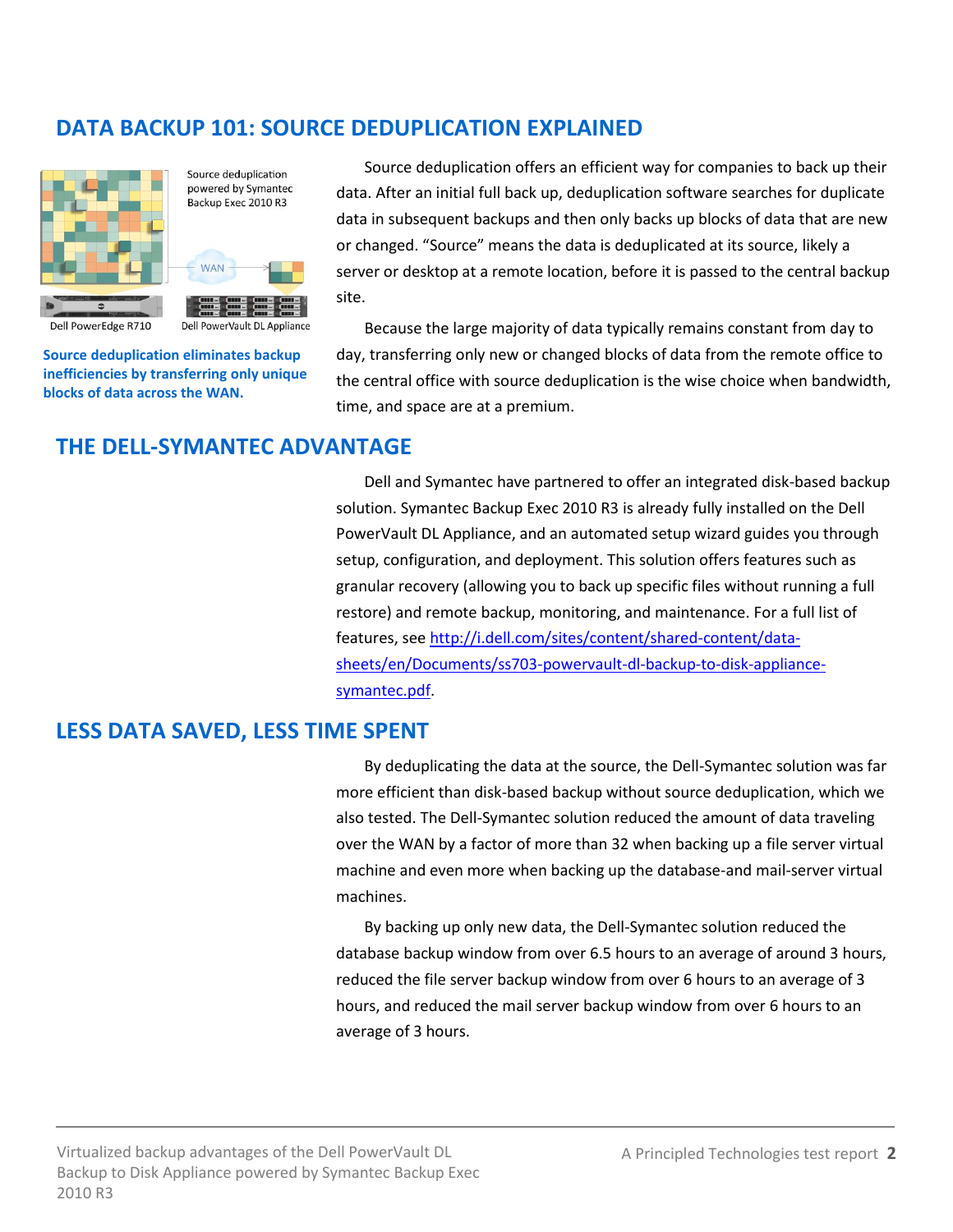## DATA BACKUP 101: SOURCE DEDUPLICATION EXPLAINED

Source deduplication powered by Symantec Backup Exec 2010 R3

WAN

Dell PowerEdge R710

Dell PowerVault DL Appliance

**Source deduplication eliminates backup inefficiencies by transferring only unique blocks of data across the WAN.**

Source deduplication offers an efficient way for companies to back up their data. After an initial full back up, deduplication software searches for duplicate data in subsequent backups and then only backs up blocks of data that are new or changed. "Source" means the data is deduplicated at its source, likely a server or desktop at a remote location, before it is passed to the central backup site.

Because the large majority of data typically remains constant from day to day, transferring only new or changed blocks of data from the remote office to the central office with source deduplication is the wise choice when bandwidth, time, and space are at a premium.

## THE DELL-SYMANTEC ADVANTAGE

Dell and Symantec have partnered to offer an integrated disk-based backup solution. Symantec Backup Exec 2010 R3 is already fully installed on the Dell PowerVault DL Appliance, and an automated setup wizard guides you through setup, configuration, and deployment. This solution offers features such as granular recovery (allowing you to back up specific files without running a full restore) and remote backup, monitoring, and maintenance. For a full list of features, see http://i.dell.com/sites/content/shared-content/data-sheets/en/Documents/ss703-powervault-dl-backup-to-disk-appliance-symantec.pdf.

## LESS DATA SAVED, LESS TIME SPENT

By deduplicating the data at the source, the Dell-Symantec solution was far more efficient than disk-based backup without source deduplication, which we also tested. The Dell-Symantec solution reduced the amount of data traveling over the WAN by a factor of more than 32 when backing up a file server virtual machine and even more when backing up the database-and mail-server virtual machines.

By backing up only new data, the Dell-Symantec solution reduced the database backup window from over 6.5 hours to an average of around 3 hours, reduced the file server backup window from over 6 hours to an average of 3 hours, and reduced the mail server backup window from over 6 hours to an average of 3 hours.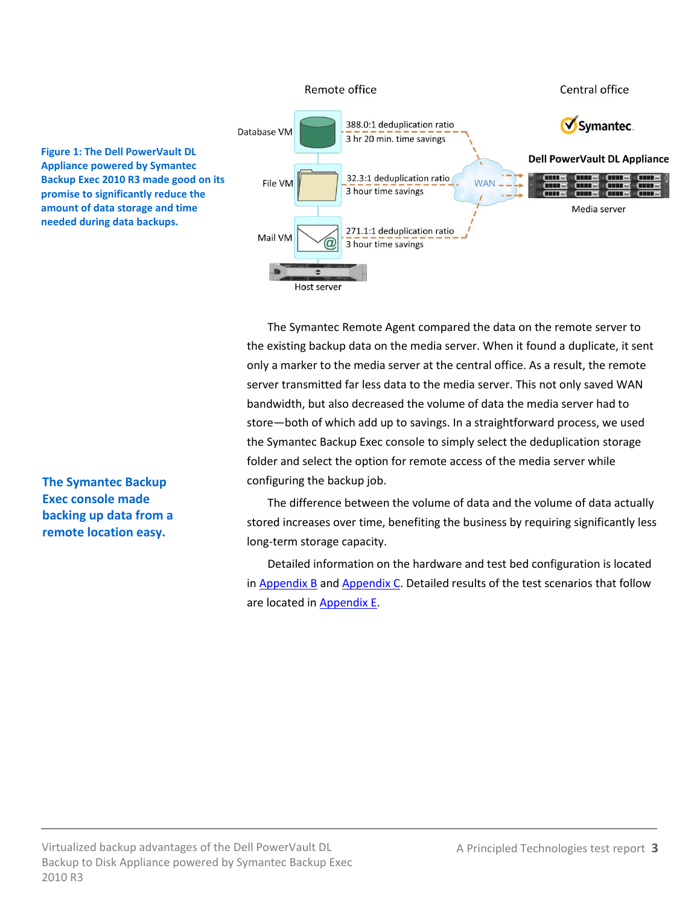Remote office

Central office

Database VM — 388.0:1 deduplication ratio, 3 hr 20 min. time savings

File VM — 32.3:1 deduplication ratio, 3 hour time savings

Mail VM — 271.1:1 deduplication ratio, 3 hour time savings

Host server

WAN

Symantec.

Dell PowerVault DL Appliance

Media server

**Figure 1: The Dell PowerVault DL Appliance powered by Symantec Backup Exec 2010 R3 made good on its promise to significantly reduce the amount of data storage and time needed during data backups.**

The Symantec Remote Agent compared the data on the remote server to the existing backup data on the media server. When it found a duplicate, it sent only a marker to the media server at the central office. As a result, the remote server transmitted far less data to the media server. This not only saved WAN bandwidth, but also decreased the volume of data the media server had to store—both of which add up to savings. In a straightforward process, we used the Symantec Backup Exec console to simply select the deduplication storage folder and select the option for remote access of the media server while configuring the backup job.

**The Symantec Backup Exec console made backing up data from a remote location easy.**

The difference between the volume of data and the volume of data actually stored increases over time, benefiting the business by requiring significantly less long-term storage capacity.

Detailed information on the hardware and test bed configuration is located in Appendix B and Appendix C. Detailed results of the test scenarios that follow are located in Appendix E.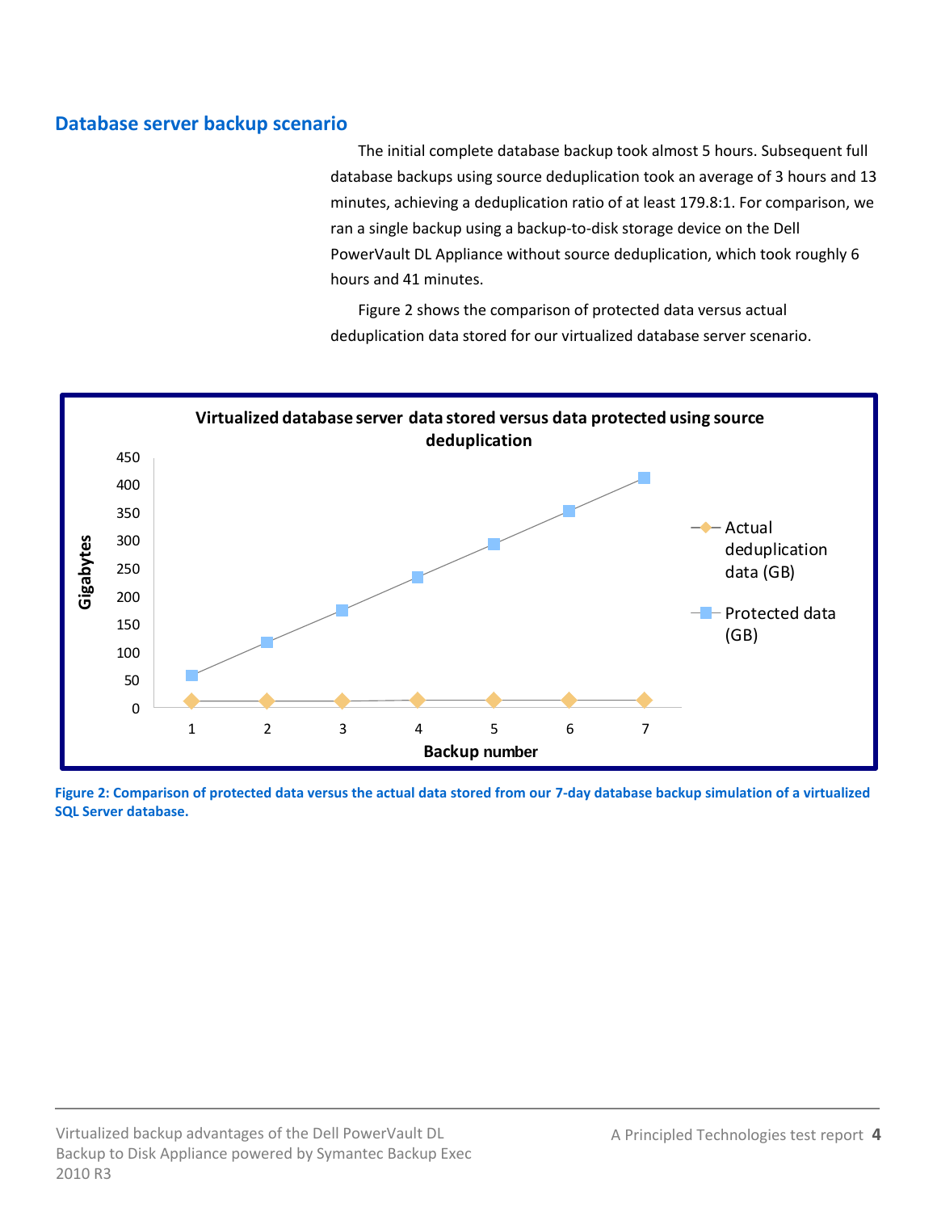## Database server backup scenario

The initial complete database backup took almost 5 hours. Subsequent full database backups using source deduplication took an average of 3 hours and 13 minutes, achieving a deduplication ratio of at least 179.8:1. For comparison, we ran a single backup using a backup-to-disk storage device on the Dell PowerVault DL Appliance without source deduplication, which took roughly 6 hours and 41 minutes.

Figure 2 shows the comparison of protected data versus actual deduplication data stored for our virtualized database server scenario.

**Virtualized database server data stored versus data protected using source deduplication**

Gigabytes

450
400
350
300
250
200
150
100
50
0

1 2 3 4 5 6 7

Backup number

Actual deduplication data (GB)

Protected data (GB)

**Figure 2: Comparison of protected data versus the actual data stored from our 7-day database backup simulation of a virtualized SQL Server database.**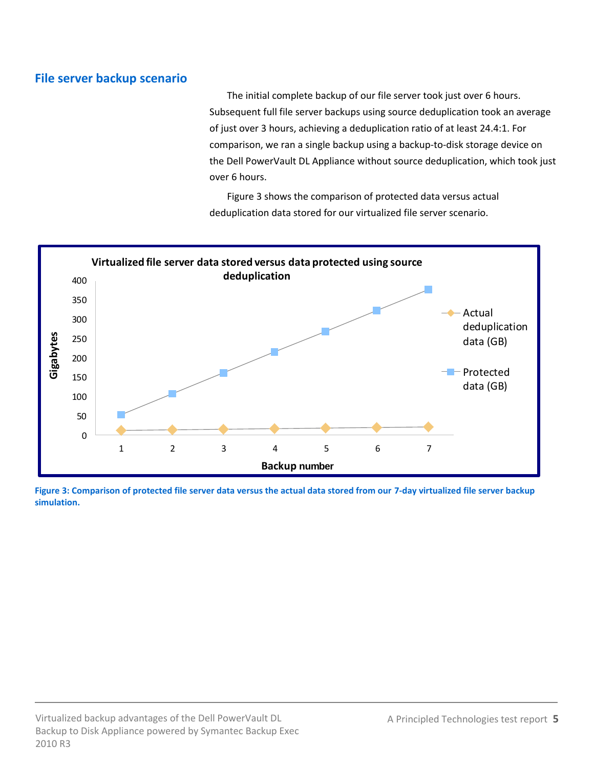## File server backup scenario

The initial complete backup of our file server took just over 6 hours. Subsequent full file server backups using source deduplication took an average of just over 3 hours, achieving a deduplication ratio of at least 24.4:1. For comparison, we ran a single backup using a backup-to-disk storage device on the Dell PowerVault DL Appliance without source deduplication, which took just over 6 hours.

Figure 3 shows the comparison of protected data versus actual deduplication data stored for our virtualized file server scenario.

**Virtualized file server data stored versus data protected using source deduplication**

Figure 3: Comparison of protected file server data versus the actual data stored from our 7-day virtualized file server backup simulation.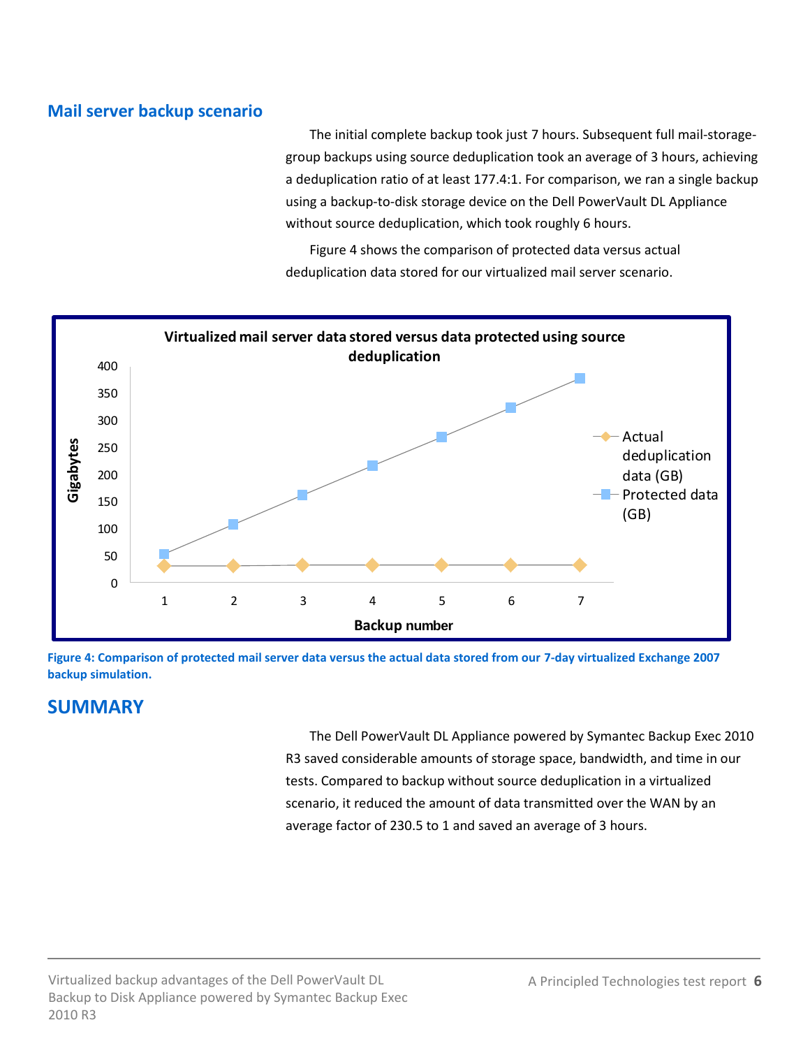## Mail server backup scenario

The initial complete backup took just 7 hours. Subsequent full mail-storage-group backups using source deduplication took an average of 3 hours, achieving a deduplication ratio of at least 177.4:1. For comparison, we ran a single backup using a backup-to-disk storage device on the Dell PowerVault DL Appliance without source deduplication, which took roughly 6 hours.

Figure 4 shows the comparison of protected data versus actual deduplication data stored for our virtualized mail server scenario.

**Figure 4: Comparison of protected mail server data versus the actual data stored from our 7-day virtualized Exchange 2007 backup simulation.**

# SUMMARY

The Dell PowerVault DL Appliance powered by Symantec Backup Exec 2010 R3 saved considerable amounts of storage space, bandwidth, and time in our tests. Compared to backup without source deduplication in a virtualized scenario, it reduced the amount of data transmitted over the WAN by an average factor of 230.5 to 1 and saved an average of 3 hours.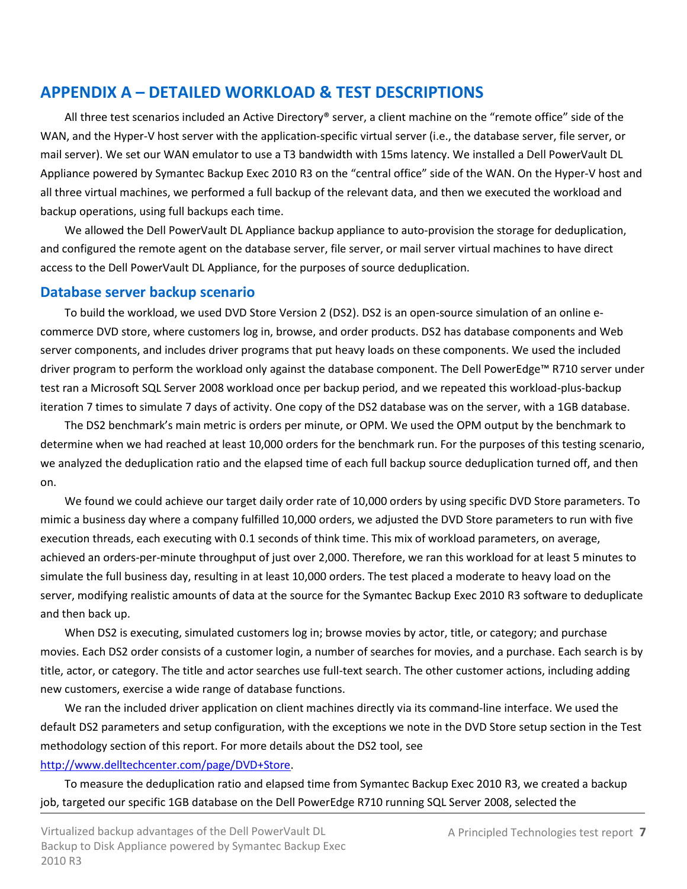# APPENDIX A – DETAILED WORKLOAD & TEST DESCRIPTIONS

All three test scenarios included an Active Directory® server, a client machine on the "remote office" side of the WAN, and the Hyper-V host server with the application-specific virtual server (i.e., the database server, file server, or mail server). We set our WAN emulator to use a T3 bandwidth with 15ms latency. We installed a Dell PowerVault DL Appliance powered by Symantec Backup Exec 2010 R3 on the "central office" side of the WAN. On the Hyper-V host and all three virtual machines, we performed a full backup of the relevant data, and then we executed the workload and backup operations, using full backups each time.

We allowed the Dell PowerVault DL Appliance backup appliance to auto-provision the storage for deduplication, and configured the remote agent on the database server, file server, or mail server virtual machines to have direct access to the Dell PowerVault DL Appliance, for the purposes of source deduplication.

## Database server backup scenario

To build the workload, we used DVD Store Version 2 (DS2). DS2 is an open-source simulation of an online e-commerce DVD store, where customers log in, browse, and order products. DS2 has database components and Web server components, and includes driver programs that put heavy loads on these components. We used the included driver program to perform the workload only against the database component. The Dell PowerEdge™ R710 server under test ran a Microsoft SQL Server 2008 workload once per backup period, and we repeated this workload-plus-backup iteration 7 times to simulate 7 days of activity. One copy of the DS2 database was on the server, with a 1GB database.

The DS2 benchmark's main metric is orders per minute, or OPM. We used the OPM output by the benchmark to determine when we had reached at least 10,000 orders for the benchmark run. For the purposes of this testing scenario, we analyzed the deduplication ratio and the elapsed time of each full backup source deduplication turned off, and then on.

We found we could achieve our target daily order rate of 10,000 orders by using specific DVD Store parameters. To mimic a business day where a company fulfilled 10,000 orders, we adjusted the DVD Store parameters to run with five execution threads, each executing with 0.1 seconds of think time. This mix of workload parameters, on average, achieved an orders-per-minute throughput of just over 2,000. Therefore, we ran this workload for at least 5 minutes to simulate the full business day, resulting in at least 10,000 orders. The test placed a moderate to heavy load on the server, modifying realistic amounts of data at the source for the Symantec Backup Exec 2010 R3 software to deduplicate and then back up.

When DS2 is executing, simulated customers log in; browse movies by actor, title, or category; and purchase movies. Each DS2 order consists of a customer login, a number of searches for movies, and a purchase. Each search is by title, actor, or category. The title and actor searches use full-text search. The other customer actions, including adding new customers, exercise a wide range of database functions.

We ran the included driver application on client machines directly via its command-line interface. We used the default DS2 parameters and setup configuration, with the exceptions we note in the DVD Store setup section in the Test methodology section of this report. For more details about the DS2 tool, see http://www.delltechcenter.com/page/DVD+Store.

To measure the deduplication ratio and elapsed time from Symantec Backup Exec 2010 R3, we created a backup job, targeted our specific 1GB database on the Dell PowerEdge R710 running SQL Server 2008, selected the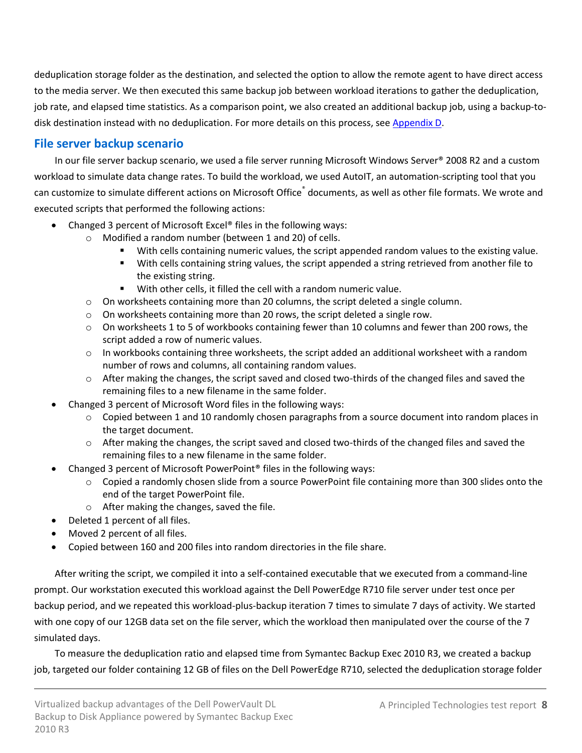deduplication storage folder as the destination, and selected the option to allow the remote agent to have direct access to the media server. We then executed this same backup job between workload iterations to gather the deduplication, job rate, and elapsed time statistics. As a comparison point, we also created an additional backup job, using a backup-to-disk destination instead with no deduplication. For more details on this process, see Appendix D.

## File server backup scenario

In our file server backup scenario, we used a file server running Microsoft Windows Server® 2008 R2 and a custom workload to simulate data change rates. To build the workload, we used AutoIT, an automation-scripting tool that you can customize to simulate different actions on Microsoft Office® documents, as well as other file formats. We wrote and executed scripts that performed the following actions:

- Changed 3 percent of Microsoft Excel® files in the following ways:
  - Modified a random number (between 1 and 20) of cells.
    - With cells containing numeric values, the script appended random values to the existing value.
    - With cells containing string values, the script appended a string retrieved from another file to the existing string.
    - With other cells, it filled the cell with a random numeric value.
  - On worksheets containing more than 20 columns, the script deleted a single column.
  - On worksheets containing more than 20 rows, the script deleted a single row.
  - On worksheets 1 to 5 of workbooks containing fewer than 10 columns and fewer than 200 rows, the script added a row of numeric values.
  - In workbooks containing three worksheets, the script added an additional worksheet with a random number of rows and columns, all containing random values.
  - After making the changes, the script saved and closed two-thirds of the changed files and saved the remaining files to a new filename in the same folder.
- Changed 3 percent of Microsoft Word files in the following ways:
  - Copied between 1 and 10 randomly chosen paragraphs from a source document into random places in the target document.
  - After making the changes, the script saved and closed two-thirds of the changed files and saved the remaining files to a new filename in the same folder.
- Changed 3 percent of Microsoft PowerPoint® files in the following ways:
  - Copied a randomly chosen slide from a source PowerPoint file containing more than 300 slides onto the end of the target PowerPoint file.
  - After making the changes, saved the file.
- Deleted 1 percent of all files.
- Moved 2 percent of all files.
- Copied between 160 and 200 files into random directories in the file share.

After writing the script, we compiled it into a self-contained executable that we executed from a command-line prompt. Our workstation executed this workload against the Dell PowerEdge R710 file server under test once per backup period, and we repeated this workload-plus-backup iteration 7 times to simulate 7 days of activity. We started with one copy of our 12GB data set on the file server, which the workload then manipulated over the course of the 7 simulated days.

To measure the deduplication ratio and elapsed time from Symantec Backup Exec 2010 R3, we created a backup job, targeted our folder containing 12 GB of files on the Dell PowerEdge R710, selected the deduplication storage folder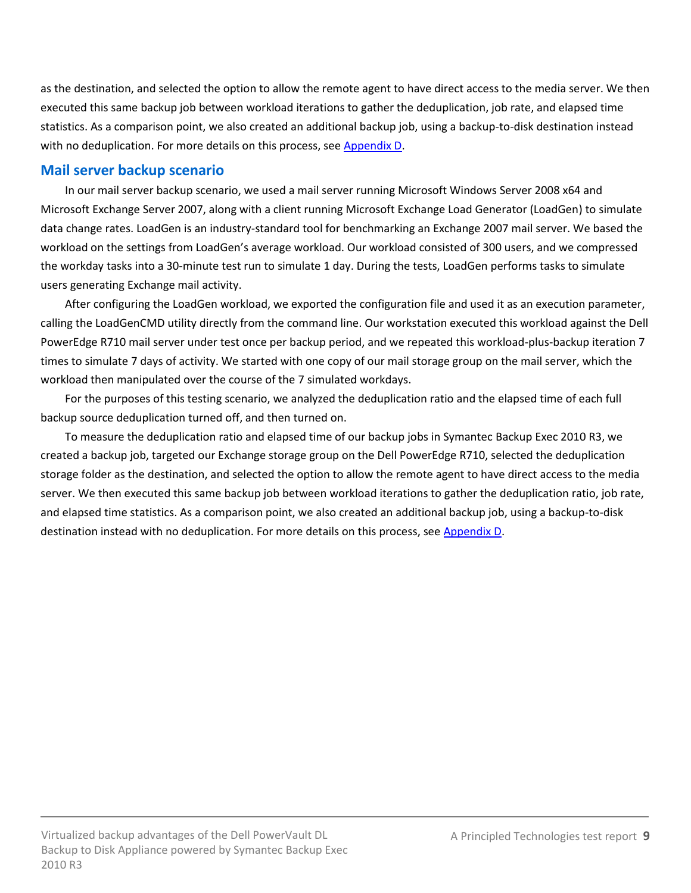as the destination, and selected the option to allow the remote agent to have direct access to the media server. We then executed this same backup job between workload iterations to gather the deduplication, job rate, and elapsed time statistics. As a comparison point, we also created an additional backup job, using a backup-to-disk destination instead with no deduplication. For more details on this process, see Appendix D.

## Mail server backup scenario

In our mail server backup scenario, we used a mail server running Microsoft Windows Server 2008 x64 and Microsoft Exchange Server 2007, along with a client running Microsoft Exchange Load Generator (LoadGen) to simulate data change rates. LoadGen is an industry-standard tool for benchmarking an Exchange 2007 mail server. We based the workload on the settings from LoadGen's average workload. Our workload consisted of 300 users, and we compressed the workday tasks into a 30-minute test run to simulate 1 day. During the tests, LoadGen performs tasks to simulate users generating Exchange mail activity.

After configuring the LoadGen workload, we exported the configuration file and used it as an execution parameter, calling the LoadGenCMD utility directly from the command line. Our workstation executed this workload against the Dell PowerEdge R710 mail server under test once per backup period, and we repeated this workload-plus-backup iteration 7 times to simulate 7 days of activity. We started with one copy of our mail storage group on the mail server, which the workload then manipulated over the course of the 7 simulated workdays.

For the purposes of this testing scenario, we analyzed the deduplication ratio and the elapsed time of each full backup source deduplication turned off, and then turned on.

To measure the deduplication ratio and elapsed time of our backup jobs in Symantec Backup Exec 2010 R3, we created a backup job, targeted our Exchange storage group on the Dell PowerEdge R710, selected the deduplication storage folder as the destination, and selected the option to allow the remote agent to have direct access to the media server. We then executed this same backup job between workload iterations to gather the deduplication ratio, job rate, and elapsed time statistics. As a comparison point, we also created an additional backup job, using a backup-to-disk destination instead with no deduplication. For more details on this process, see Appendix D.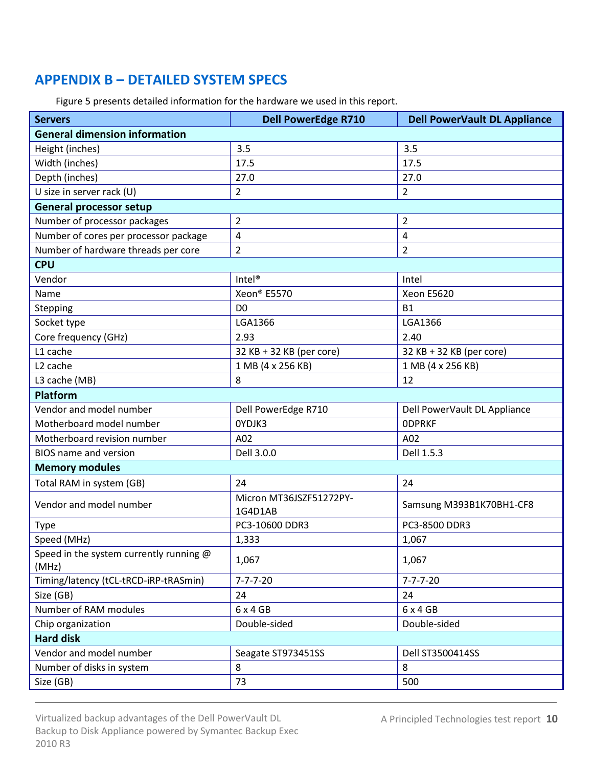## APPENDIX B – DETAILED SYSTEM SPECS

Figure 5 presents detailed information for the hardware we used in this report.

| Servers | Dell PowerEdge R710 | Dell PowerVault DL Appliance |
|---|---|---|
| **General dimension information** | | |
| Height (inches) | 3.5 | 3.5 |
| Width (inches) | 17.5 | 17.5 |
| Depth (inches) | 27.0 | 27.0 |
| U size in server rack (U) | 2 | 2 |
| **General processor setup** | | |
| Number of processor packages | 2 | 2 |
| Number of cores per processor package | 4 | 4 |
| Number of hardware threads per core | 2 | 2 |
| **CPU** | | |
| Vendor | Intel® | Intel |
| Name | Xeon® E5570 | Xeon E5620 |
| Stepping | D0 | B1 |
| Socket type | LGA1366 | LGA1366 |
| Core frequency (GHz) | 2.93 | 2.40 |
| L1 cache | 32 KB + 32 KB (per core) | 32 KB + 32 KB (per core) |
| L2 cache | 1 MB (4 x 256 KB) | 1 MB (4 x 256 KB) |
| L3 cache (MB) | 8 | 12 |
| **Platform** | | |
| Vendor and model number | Dell PowerEdge R710 | Dell PowerVault DL Appliance |
| Motherboard model number | 0YDJK3 | 0DPRKF |
| Motherboard revision number | A02 | A02 |
| BIOS name and version | Dell 3.0.0 | Dell 1.5.3 |
| **Memory modules** | | |
| Total RAM in system (GB) | 24 | 24 |
| Vendor and model number | Micron MT36JSZF51272PY-1G4D1AB | Samsung M393B1K70BH1-CF8 |
| Type | PC3-10600 DDR3 | PC3-8500 DDR3 |
| Speed (MHz) | 1,333 | 1,067 |
| Speed in the system currently running @ (MHz) | 1,067 | 1,067 |
| Timing/latency (tCL-tRCD-iRP-tRASmin) | 7-7-7-20 | 7-7-7-20 |
| Size (GB) | 24 | 24 |
| Number of RAM modules | 6 x 4 GB | 6 x 4 GB |
| Chip organization | Double-sided | Double-sided |
| **Hard disk** | | |
| Vendor and model number | Seagate ST973451SS | Dell ST3500414SS |
| Number of disks in system | 8 | 8 |
| Size (GB) | 73 | 500 |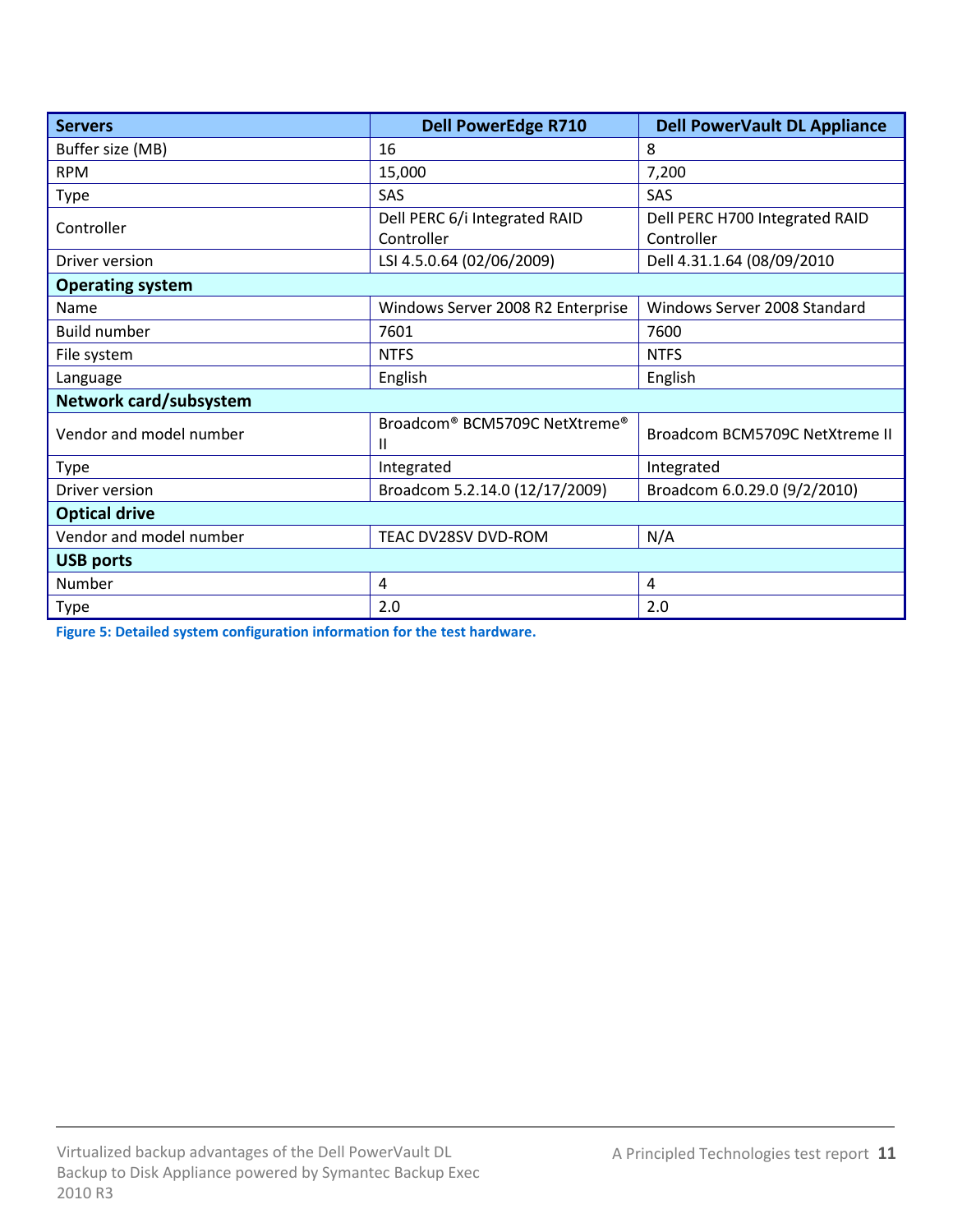| Servers | Dell PowerEdge R710 | Dell PowerVault DL Appliance |
|---|---|---|
| Buffer size (MB) | 16 | 8 |
| RPM | 15,000 | 7,200 |
| Type | SAS | SAS |
| Controller | Dell PERC 6/i Integrated RAID Controller | Dell PERC H700 Integrated RAID Controller |
| Driver version | LSI 4.5.0.64 (02/06/2009) | Dell 4.31.1.64 (08/09/2010 |
| **Operating system** | | |
| Name | Windows Server 2008 R2 Enterprise | Windows Server 2008 Standard |
| Build number | 7601 | 7600 |
| File system | NTFS | NTFS |
| Language | English | English |
| **Network card/subsystem** | | |
| Vendor and model number | Broadcom® BCM5709C NetXtreme® II | Broadcom BCM5709C NetXtreme II |
| Type | Integrated | Integrated |
| Driver version | Broadcom 5.2.14.0 (12/17/2009) | Broadcom 6.0.29.0 (9/2/2010) |
| **Optical drive** | | |
| Vendor and model number | TEAC DV28SV DVD-ROM | N/A |
| **USB ports** | | |
| Number | 4 | 4 |
| Type | 2.0 | 2.0 |

**Figure 5: Detailed system configuration information for the test hardware.**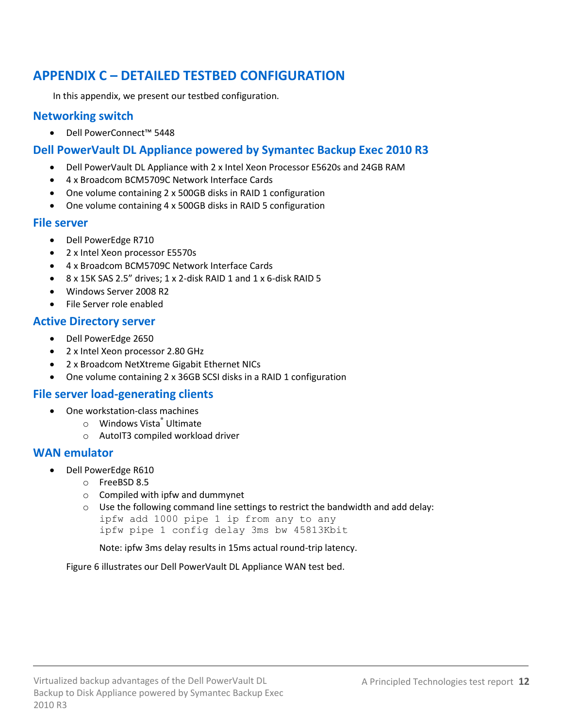# APPENDIX C – DETAILED TESTBED CONFIGURATION

In this appendix, we present our testbed configuration.

## Networking switch

- Dell PowerConnect™ 5448

## Dell PowerVault DL Appliance powered by Symantec Backup Exec 2010 R3

- Dell PowerVault DL Appliance with 2 x Intel Xeon Processor E5620s and 24GB RAM
- 4 x Broadcom BCM5709C Network Interface Cards
- One volume containing 2 x 500GB disks in RAID 1 configuration
- One volume containing 4 x 500GB disks in RAID 5 configuration

## File server

- Dell PowerEdge R710
- 2 x Intel Xeon processor E5570s
- 4 x Broadcom BCM5709C Network Interface Cards
- 8 x 15K SAS 2.5" drives; 1 x 2-disk RAID 1 and 1 x 6-disk RAID 5
- Windows Server 2008 R2
- File Server role enabled

## Active Directory server

- Dell PowerEdge 2650
- 2 x Intel Xeon processor 2.80 GHz
- 2 x Broadcom NetXtreme Gigabit Ethernet NICs
- One volume containing 2 x 36GB SCSI disks in a RAID 1 configuration

## File server load-generating clients

- One workstation-class machines
  - Windows Vista® Ultimate
  - AutoIT3 compiled workload driver

## WAN emulator

- Dell PowerEdge R610
  - FreeBSD 8.5
  - Compiled with ipfw and dummynet
  - Use the following command line settings to restrict the bandwidth and add delay:

    ```
    ipfw add 1000 pipe 1 ip from any to any
    ipfw pipe 1 config delay 3ms bw 45813Kbit
    ```

    Note: ipfw 3ms delay results in 15ms actual round-trip latency.

Figure 6 illustrates our Dell PowerVault DL Appliance WAN test bed.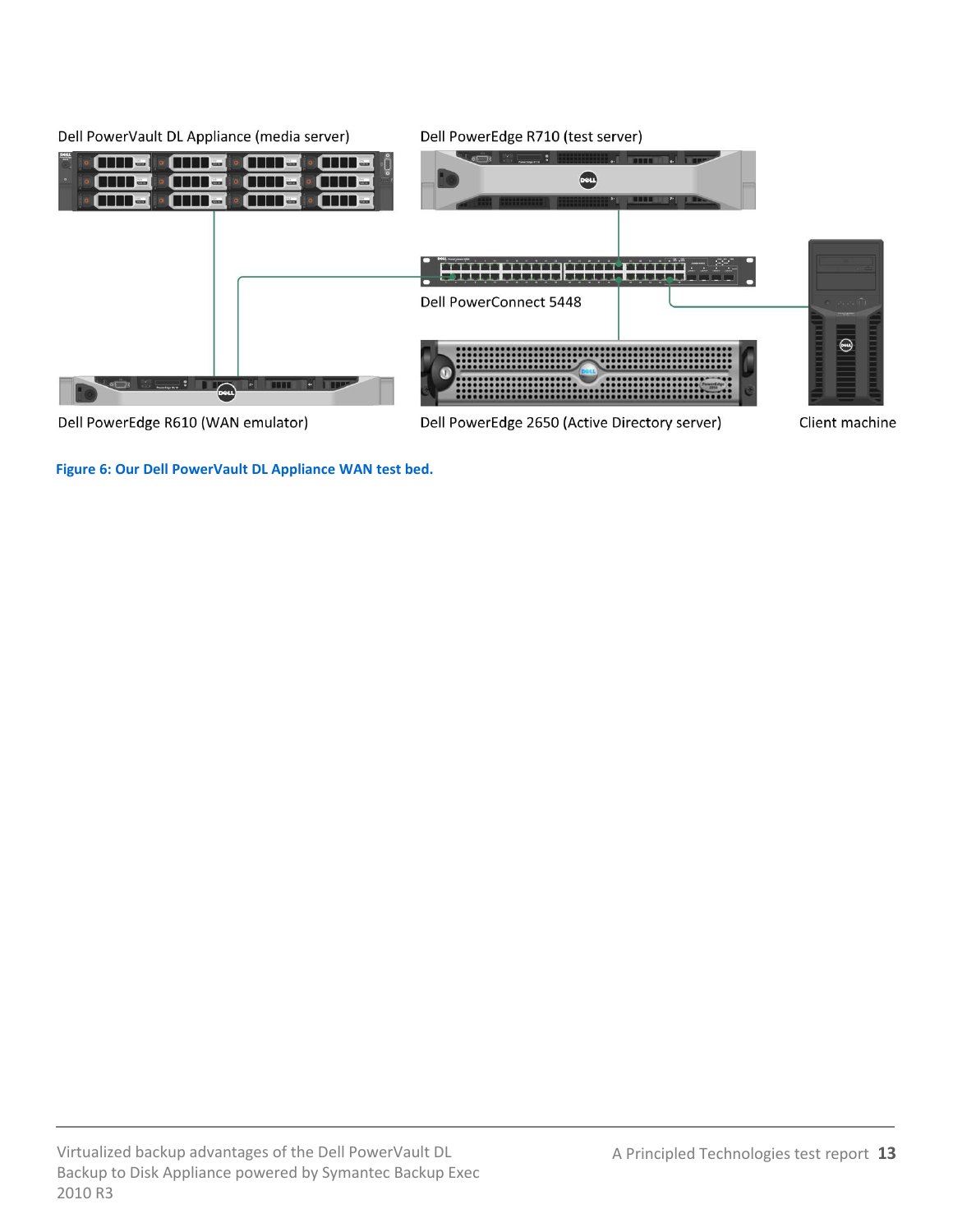Dell PowerVault DL Appliance (media server)

Dell PowerEdge R710 (test server)

Dell PowerConnect 5448

Dell PowerEdge R610 (WAN emulator)

Dell PowerEdge 2650 (Active Directory server)

Client machine

**Figure 6: Our Dell PowerVault DL Appliance WAN test bed.**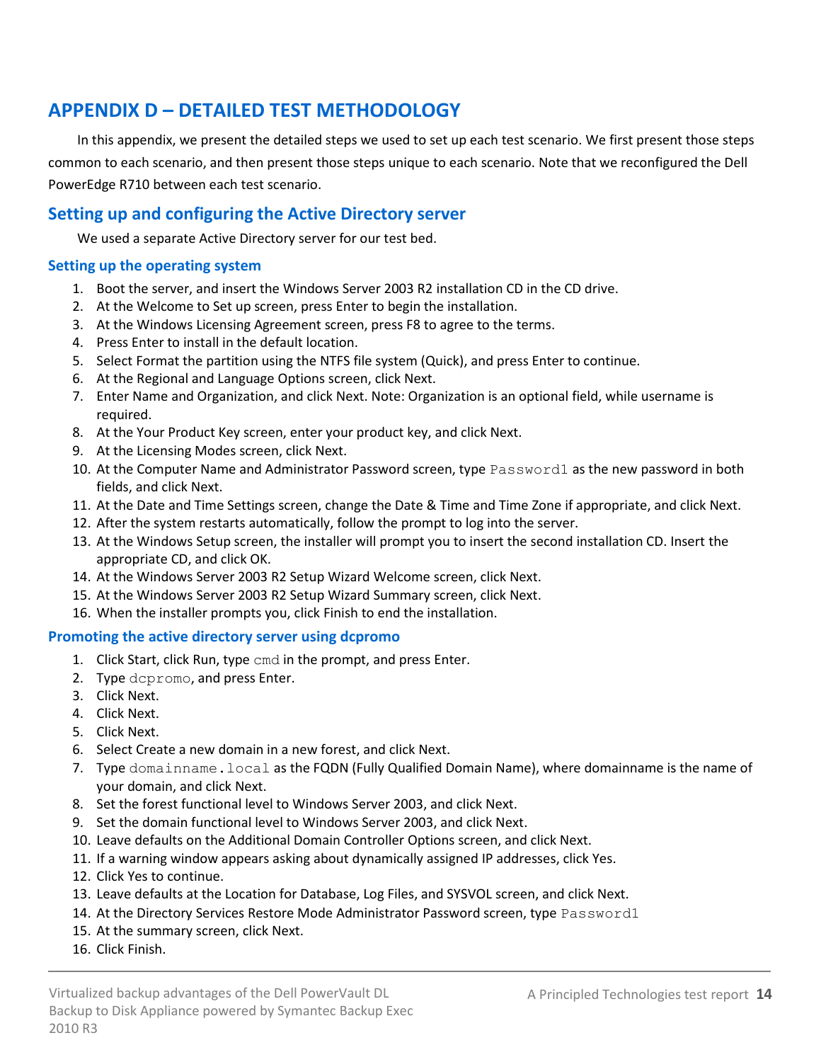# APPENDIX D – DETAILED TEST METHODOLOGY

In this appendix, we present the detailed steps we used to set up each test scenario. We first present those steps common to each scenario, and then present those steps unique to each scenario. Note that we reconfigured the Dell PowerEdge R710 between each test scenario.

## Setting up and configuring the Active Directory server

We used a separate Active Directory server for our test bed.

### Setting up the operating system

1. Boot the server, and insert the Windows Server 2003 R2 installation CD in the CD drive.
2. At the Welcome to Set up screen, press Enter to begin the installation.
3. At the Windows Licensing Agreement screen, press F8 to agree to the terms.
4. Press Enter to install in the default location.
5. Select Format the partition using the NTFS file system (Quick), and press Enter to continue.
6. At the Regional and Language Options screen, click Next.
7. Enter Name and Organization, and click Next. Note: Organization is an optional field, while username is required.
8. At the Your Product Key screen, enter your product key, and click Next.
9. At the Licensing Modes screen, click Next.
10. At the Computer Name and Administrator Password screen, type `Password1` as the new password in both fields, and click Next.
11. At the Date and Time Settings screen, change the Date & Time and Time Zone if appropriate, and click Next.
12. After the system restarts automatically, follow the prompt to log into the server.
13. At the Windows Setup screen, the installer will prompt you to insert the second installation CD. Insert the appropriate CD, and click OK.
14. At the Windows Server 2003 R2 Setup Wizard Welcome screen, click Next.
15. At the Windows Server 2003 R2 Setup Wizard Summary screen, click Next.
16. When the installer prompts you, click Finish to end the installation.

### Promoting the active directory server using dcpromo

1. Click Start, click Run, type `cmd` in the prompt, and press Enter.
2. Type `dcpromo`, and press Enter.
3. Click Next.
4. Click Next.
5. Click Next.
6. Select Create a new domain in a new forest, and click Next.
7. Type `domainname.local` as the FQDN (Fully Qualified Domain Name), where domainname is the name of your domain, and click Next.
8. Set the forest functional level to Windows Server 2003, and click Next.
9. Set the domain functional level to Windows Server 2003, and click Next.
10. Leave defaults on the Additional Domain Controller Options screen, and click Next.
11. If a warning window appears asking about dynamically assigned IP addresses, click Yes.
12. Click Yes to continue.
13. Leave defaults at the Location for Database, Log Files, and SYSVOL screen, and click Next.
14. At the Directory Services Restore Mode Administrator Password screen, type `Password1`
15. At the summary screen, click Next.
16. Click Finish.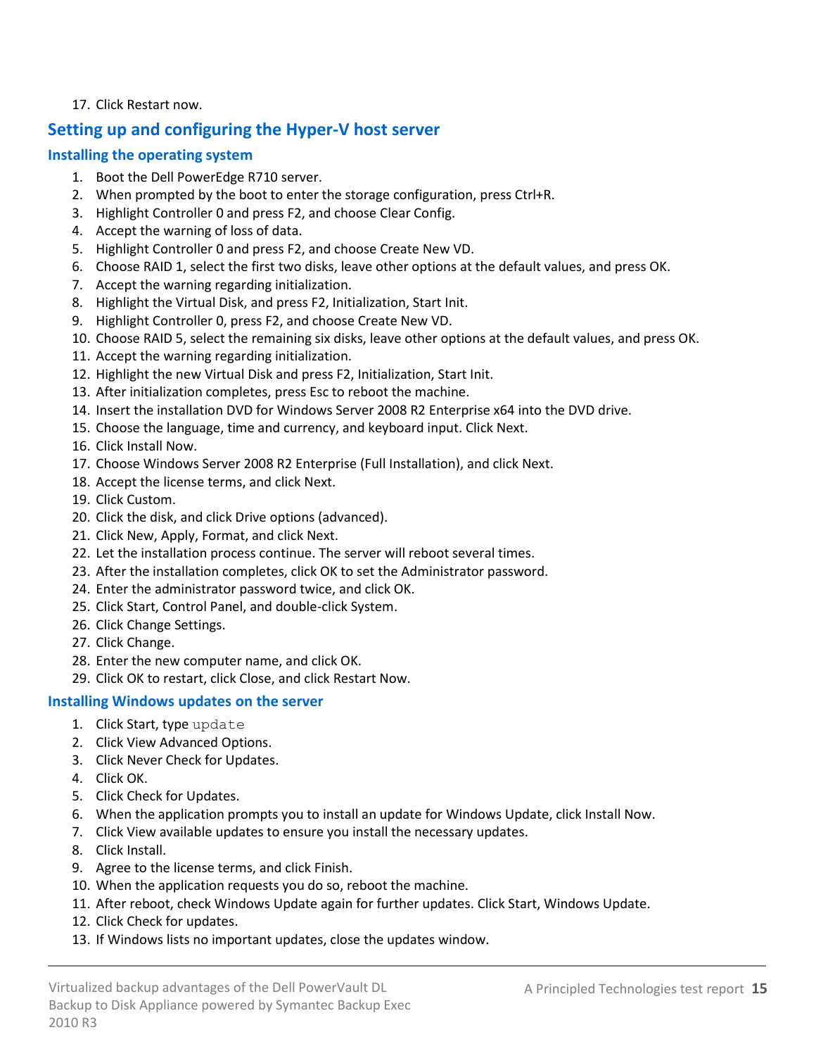17. Click Restart now.

## Setting up and configuring the Hyper-V host server

### Installing the operating system

1. Boot the Dell PowerEdge R710 server.
2. When prompted by the boot to enter the storage configuration, press Ctrl+R.
3. Highlight Controller 0 and press F2, and choose Clear Config.
4. Accept the warning of loss of data.
5. Highlight Controller 0 and press F2, and choose Create New VD.
6. Choose RAID 1, select the first two disks, leave other options at the default values, and press OK.
7. Accept the warning regarding initialization.
8. Highlight the Virtual Disk, and press F2, Initialization, Start Init.
9. Highlight Controller 0, press F2, and choose Create New VD.
10. Choose RAID 5, select the remaining six disks, leave other options at the default values, and press OK.
11. Accept the warning regarding initialization.
12. Highlight the new Virtual Disk and press F2, Initialization, Start Init.
13. After initialization completes, press Esc to reboot the machine.
14. Insert the installation DVD for Windows Server 2008 R2 Enterprise x64 into the DVD drive.
15. Choose the language, time and currency, and keyboard input. Click Next.
16. Click Install Now.
17. Choose Windows Server 2008 R2 Enterprise (Full Installation), and click Next.
18. Accept the license terms, and click Next.
19. Click Custom.
20. Click the disk, and click Drive options (advanced).
21. Click New, Apply, Format, and click Next.
22. Let the installation process continue. The server will reboot several times.
23. After the installation completes, click OK to set the Administrator password.
24. Enter the administrator password twice, and click OK.
25. Click Start, Control Panel, and double-click System.
26. Click Change Settings.
27. Click Change.
28. Enter the new computer name, and click OK.
29. Click OK to restart, click Close, and click Restart Now.

### Installing Windows updates on the server

1. Click Start, type `update`
2. Click View Advanced Options.
3. Click Never Check for Updates.
4. Click OK.
5. Click Check for Updates.
6. When the application prompts you to install an update for Windows Update, click Install Now.
7. Click View available updates to ensure you install the necessary updates.
8. Click Install.
9. Agree to the license terms, and click Finish.
10. When the application requests you do so, reboot the machine.
11. After reboot, check Windows Update again for further updates. Click Start, Windows Update.
12. Click Check for updates.
13. If Windows lists no important updates, close the updates window.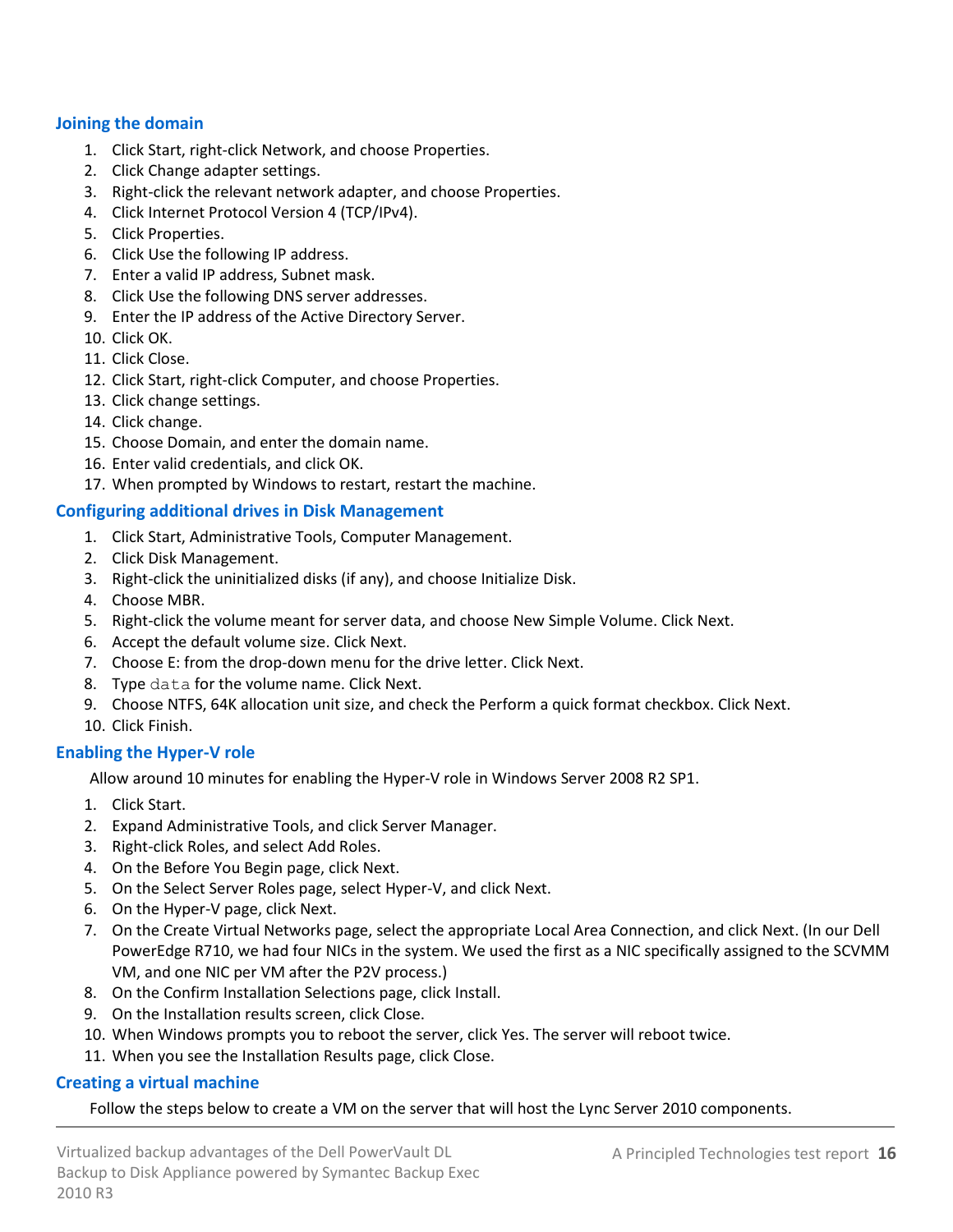### Joining the domain

1. Click Start, right-click Network, and choose Properties.
2. Click Change adapter settings.
3. Right-click the relevant network adapter, and choose Properties.
4. Click Internet Protocol Version 4 (TCP/IPv4).
5. Click Properties.
6. Click Use the following IP address.
7. Enter a valid IP address, Subnet mask.
8. Click Use the following DNS server addresses.
9. Enter the IP address of the Active Directory Server.
10. Click OK.
11. Click Close.
12. Click Start, right-click Computer, and choose Properties.
13. Click change settings.
14. Click change.
15. Choose Domain, and enter the domain name.
16. Enter valid credentials, and click OK.
17. When prompted by Windows to restart, restart the machine.

### Configuring additional drives in Disk Management

1. Click Start, Administrative Tools, Computer Management.
2. Click Disk Management.
3. Right-click the uninitialized disks (if any), and choose Initialize Disk.
4. Choose MBR.
5. Right-click the volume meant for server data, and choose New Simple Volume. Click Next.
6. Accept the default volume size. Click Next.
7. Choose E: from the drop-down menu for the drive letter. Click Next.
8. Type `data` for the volume name. Click Next.
9. Choose NTFS, 64K allocation unit size, and check the Perform a quick format checkbox. Click Next.
10. Click Finish.

### Enabling the Hyper-V role

Allow around 10 minutes for enabling the Hyper-V role in Windows Server 2008 R2 SP1.

1. Click Start.
2. Expand Administrative Tools, and click Server Manager.
3. Right-click Roles, and select Add Roles.
4. On the Before You Begin page, click Next.
5. On the Select Server Roles page, select Hyper-V, and click Next.
6. On the Hyper-V page, click Next.
7. On the Create Virtual Networks page, select the appropriate Local Area Connection, and click Next. (In our Dell PowerEdge R710, we had four NICs in the system. We used the first as a NIC specifically assigned to the SCVMM VM, and one NIC per VM after the P2V process.)
8. On the Confirm Installation Selections page, click Install.
9. On the Installation results screen, click Close.
10. When Windows prompts you to reboot the server, click Yes. The server will reboot twice.
11. When you see the Installation Results page, click Close.

### Creating a virtual machine

Follow the steps below to create a VM on the server that will host the Lync Server 2010 components.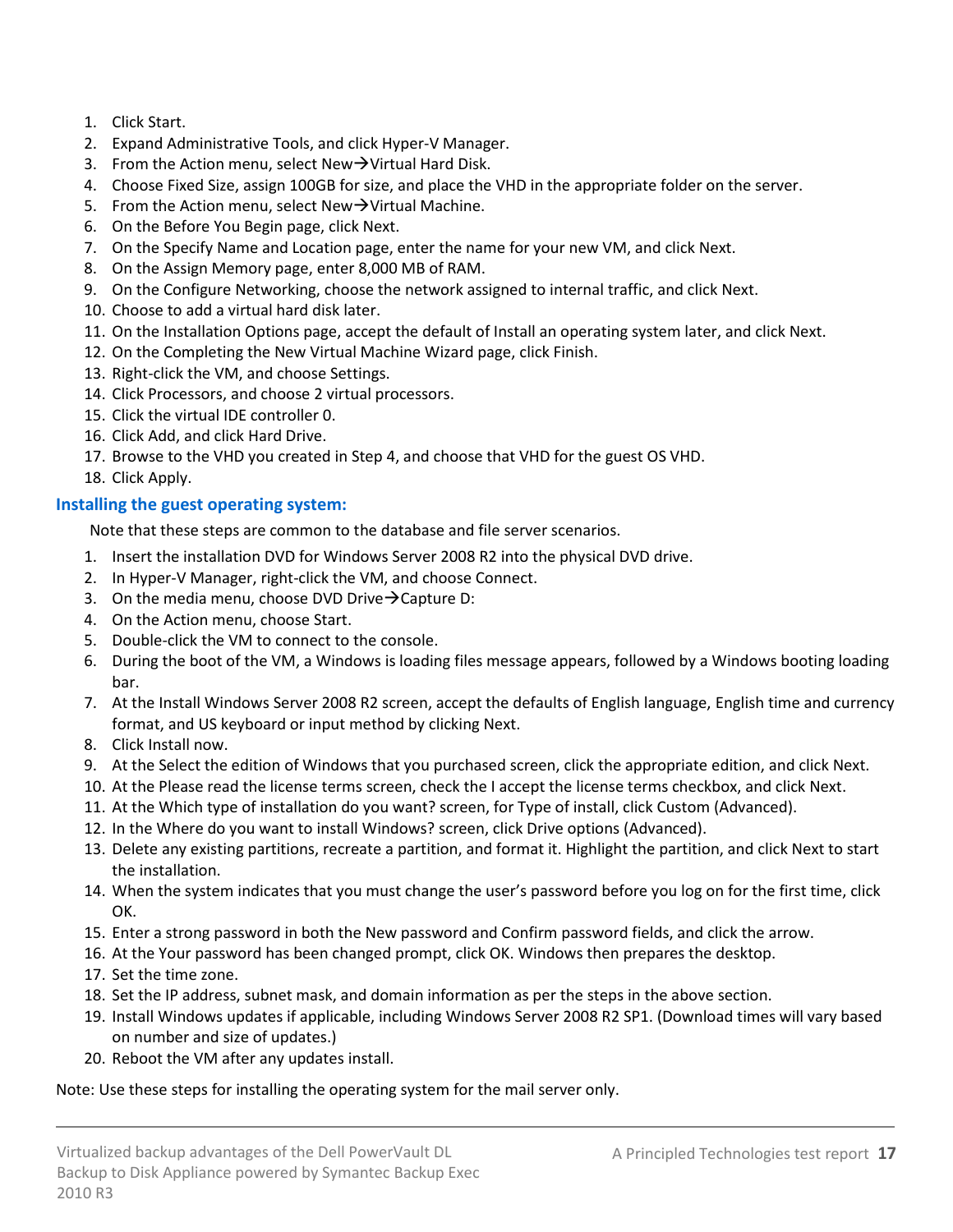1. Click Start.
2. Expand Administrative Tools, and click Hyper-V Manager.
3. From the Action menu, select New→Virtual Hard Disk.
4. Choose Fixed Size, assign 100GB for size, and place the VHD in the appropriate folder on the server.
5. From the Action menu, select New→Virtual Machine.
6. On the Before You Begin page, click Next.
7. On the Specify Name and Location page, enter the name for your new VM, and click Next.
8. On the Assign Memory page, enter 8,000 MB of RAM.
9. On the Configure Networking, choose the network assigned to internal traffic, and click Next.
10. Choose to add a virtual hard disk later.
11. On the Installation Options page, accept the default of Install an operating system later, and click Next.
12. On the Completing the New Virtual Machine Wizard page, click Finish.
13. Right-click the VM, and choose Settings.
14. Click Processors, and choose 2 virtual processors.
15. Click the virtual IDE controller 0.
16. Click Add, and click Hard Drive.
17. Browse to the VHD you created in Step 4, and choose that VHD for the guest OS VHD.
18. Click Apply.

### Installing the guest operating system:

Note that these steps are common to the database and file server scenarios.

1. Insert the installation DVD for Windows Server 2008 R2 into the physical DVD drive.
2. In Hyper-V Manager, right-click the VM, and choose Connect.
3. On the media menu, choose DVD Drive→Capture D:
4. On the Action menu, choose Start.
5. Double-click the VM to connect to the console.
6. During the boot of the VM, a Windows is loading files message appears, followed by a Windows booting loading bar.
7. At the Install Windows Server 2008 R2 screen, accept the defaults of English language, English time and currency format, and US keyboard or input method by clicking Next.
8. Click Install now.
9. At the Select the edition of Windows that you purchased screen, click the appropriate edition, and click Next.
10. At the Please read the license terms screen, check the I accept the license terms checkbox, and click Next.
11. At the Which type of installation do you want? screen, for Type of install, click Custom (Advanced).
12. In the Where do you want to install Windows? screen, click Drive options (Advanced).
13. Delete any existing partitions, recreate a partition, and format it. Highlight the partition, and click Next to start the installation.
14. When the system indicates that you must change the user's password before you log on for the first time, click OK.
15. Enter a strong password in both the New password and Confirm password fields, and click the arrow.
16. At the Your password has been changed prompt, click OK. Windows then prepares the desktop.
17. Set the time zone.
18. Set the IP address, subnet mask, and domain information as per the steps in the above section.
19. Install Windows updates if applicable, including Windows Server 2008 R2 SP1. (Download times will vary based on number and size of updates.)
20. Reboot the VM after any updates install.

Note: Use these steps for installing the operating system for the mail server only.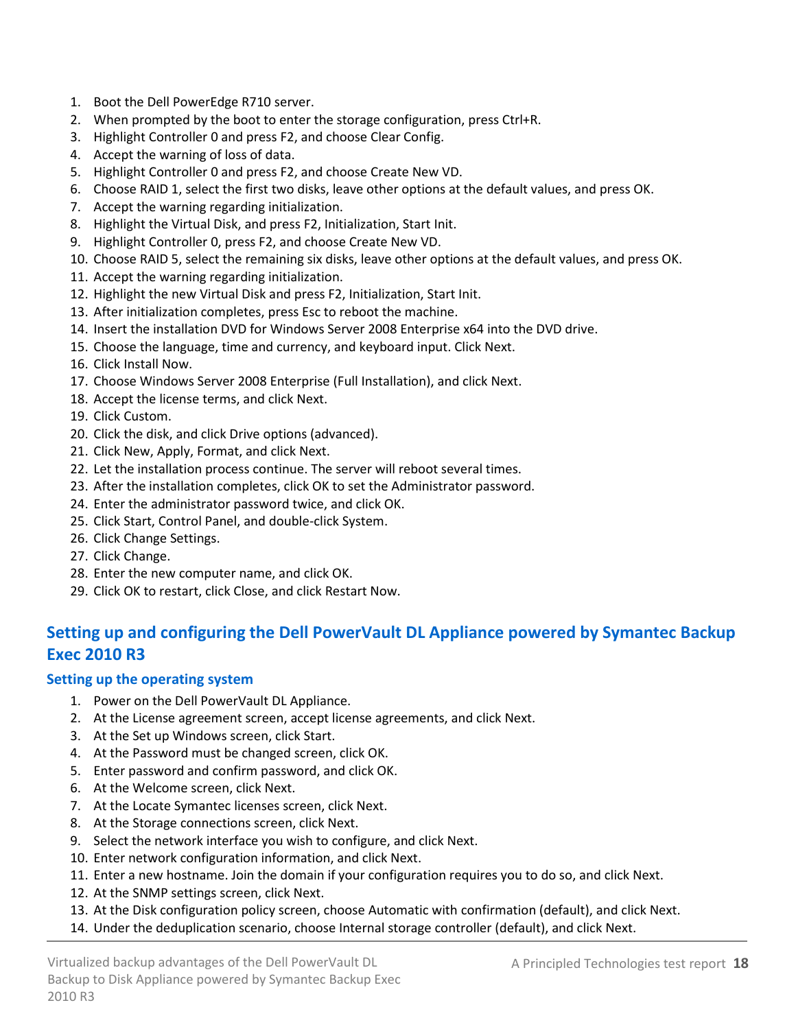1. Boot the Dell PowerEdge R710 server.
2. When prompted by the boot to enter the storage configuration, press Ctrl+R.
3. Highlight Controller 0 and press F2, and choose Clear Config.
4. Accept the warning of loss of data.
5. Highlight Controller 0 and press F2, and choose Create New VD.
6. Choose RAID 1, select the first two disks, leave other options at the default values, and press OK.
7. Accept the warning regarding initialization.
8. Highlight the Virtual Disk, and press F2, Initialization, Start Init.
9. Highlight Controller 0, press F2, and choose Create New VD.
10. Choose RAID 5, select the remaining six disks, leave other options at the default values, and press OK.
11. Accept the warning regarding initialization.
12. Highlight the new Virtual Disk and press F2, Initialization, Start Init.
13. After initialization completes, press Esc to reboot the machine.
14. Insert the installation DVD for Windows Server 2008 Enterprise x64 into the DVD drive.
15. Choose the language, time and currency, and keyboard input. Click Next.
16. Click Install Now.
17. Choose Windows Server 2008 Enterprise (Full Installation), and click Next.
18. Accept the license terms, and click Next.
19. Click Custom.
20. Click the disk, and click Drive options (advanced).
21. Click New, Apply, Format, and click Next.
22. Let the installation process continue. The server will reboot several times.
23. After the installation completes, click OK to set the Administrator password.
24. Enter the administrator password twice, and click OK.
25. Click Start, Control Panel, and double-click System.
26. Click Change Settings.
27. Click Change.
28. Enter the new computer name, and click OK.
29. Click OK to restart, click Close, and click Restart Now.

## Setting up and configuring the Dell PowerVault DL Appliance powered by Symantec Backup Exec 2010 R3

### Setting up the operating system

1. Power on the Dell PowerVault DL Appliance.
2. At the License agreement screen, accept license agreements, and click Next.
3. At the Set up Windows screen, click Start.
4. At the Password must be changed screen, click OK.
5. Enter password and confirm password, and click OK.
6. At the Welcome screen, click Next.
7. At the Locate Symantec licenses screen, click Next.
8. At the Storage connections screen, click Next.
9. Select the network interface you wish to configure, and click Next.
10. Enter network configuration information, and click Next.
11. Enter a new hostname. Join the domain if your configuration requires you to do so, and click Next.
12. At the SNMP settings screen, click Next.
13. At the Disk configuration policy screen, choose Automatic with confirmation (default), and click Next.
14. Under the deduplication scenario, choose Internal storage controller (default), and click Next.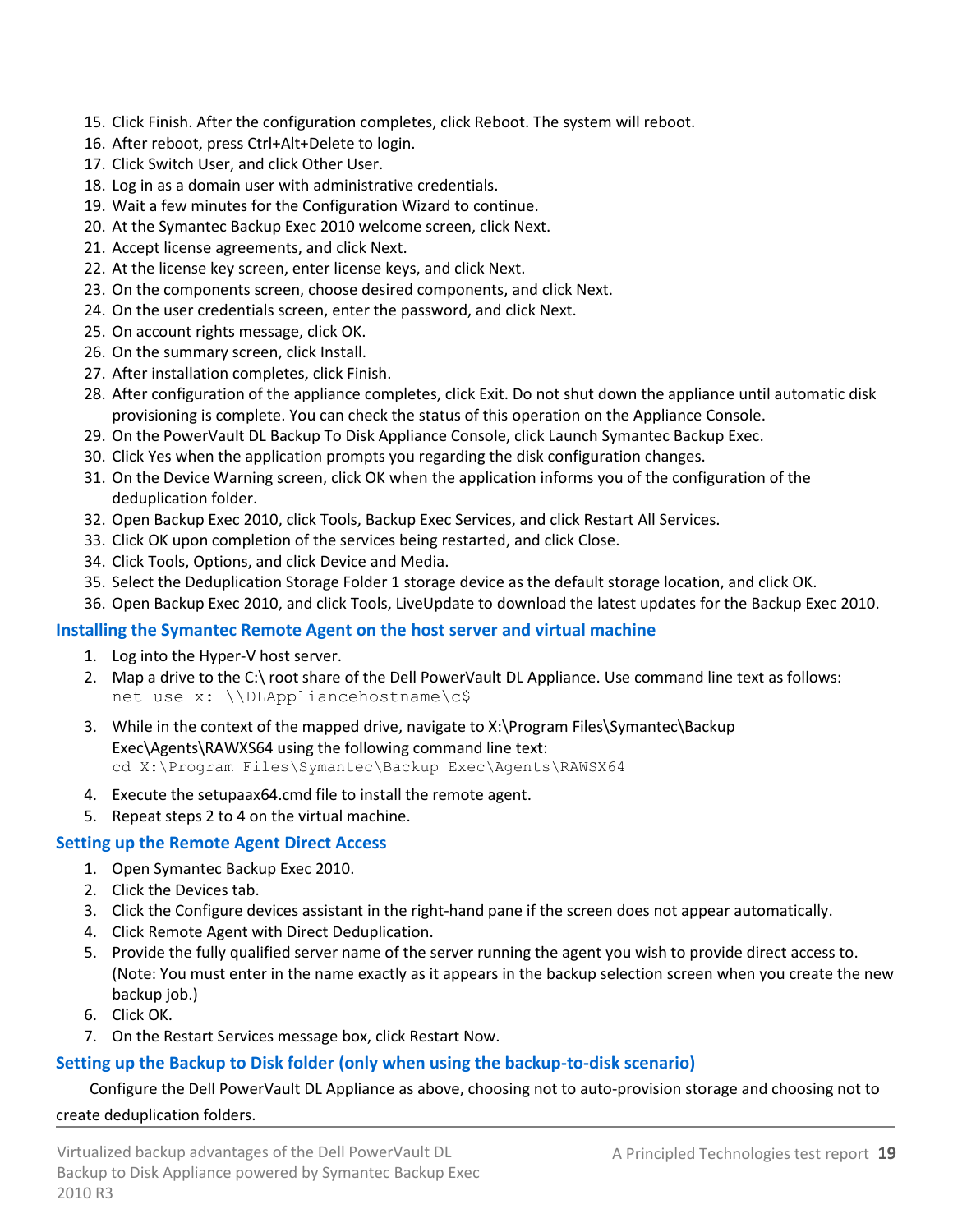15. Click Finish. After the configuration completes, click Reboot. The system will reboot.
16. After reboot, press Ctrl+Alt+Delete to login.
17. Click Switch User, and click Other User.
18. Log in as a domain user with administrative credentials.
19. Wait a few minutes for the Configuration Wizard to continue.
20. At the Symantec Backup Exec 2010 welcome screen, click Next.
21. Accept license agreements, and click Next.
22. At the license key screen, enter license keys, and click Next.
23. On the components screen, choose desired components, and click Next.
24. On the user credentials screen, enter the password, and click Next.
25. On account rights message, click OK.
26. On the summary screen, click Install.
27. After installation completes, click Finish.
28. After configuration of the appliance completes, click Exit. Do not shut down the appliance until automatic disk provisioning is complete. You can check the status of this operation on the Appliance Console.
29. On the PowerVault DL Backup To Disk Appliance Console, click Launch Symantec Backup Exec.
30. Click Yes when the application prompts you regarding the disk configuration changes.
31. On the Device Warning screen, click OK when the application informs you of the configuration of the deduplication folder.
32. Open Backup Exec 2010, click Tools, Backup Exec Services, and click Restart All Services.
33. Click OK upon completion of the services being restarted, and click Close.
34. Click Tools, Options, and click Device and Media.
35. Select the Deduplication Storage Folder 1 storage device as the default storage location, and click OK.
36. Open Backup Exec 2010, and click Tools, LiveUpdate to download the latest updates for the Backup Exec 2010.

### Installing the Symantec Remote Agent on the host server and virtual machine

1. Log into the Hyper-V host server.
2. Map a drive to the C:\ root share of the Dell PowerVault DL Appliance. Use command line text as follows:
   ```
   net use x: \\DLAppliancehostname\c$
   ```
3. While in the context of the mapped drive, navigate to X:\Program Files\Symantec\Backup Exec\Agents\RAWXS64 using the following command line text:
   ```
   cd X:\Program Files\Symantec\Backup Exec\Agents\RAWSX64
   ```
4. Execute the setupaax64.cmd file to install the remote agent.
5. Repeat steps 2 to 4 on the virtual machine.

### Setting up the Remote Agent Direct Access

1. Open Symantec Backup Exec 2010.
2. Click the Devices tab.
3. Click the Configure devices assistant in the right-hand pane if the screen does not appear automatically.
4. Click Remote Agent with Direct Deduplication.
5. Provide the fully qualified server name of the server running the agent you wish to provide direct access to. (Note: You must enter in the name exactly as it appears in the backup selection screen when you create the new backup job.)
6. Click OK.
7. On the Restart Services message box, click Restart Now.

### Setting up the Backup to Disk folder (only when using the backup-to-disk scenario)

Configure the Dell PowerVault DL Appliance as above, choosing not to auto-provision storage and choosing not to create deduplication folders.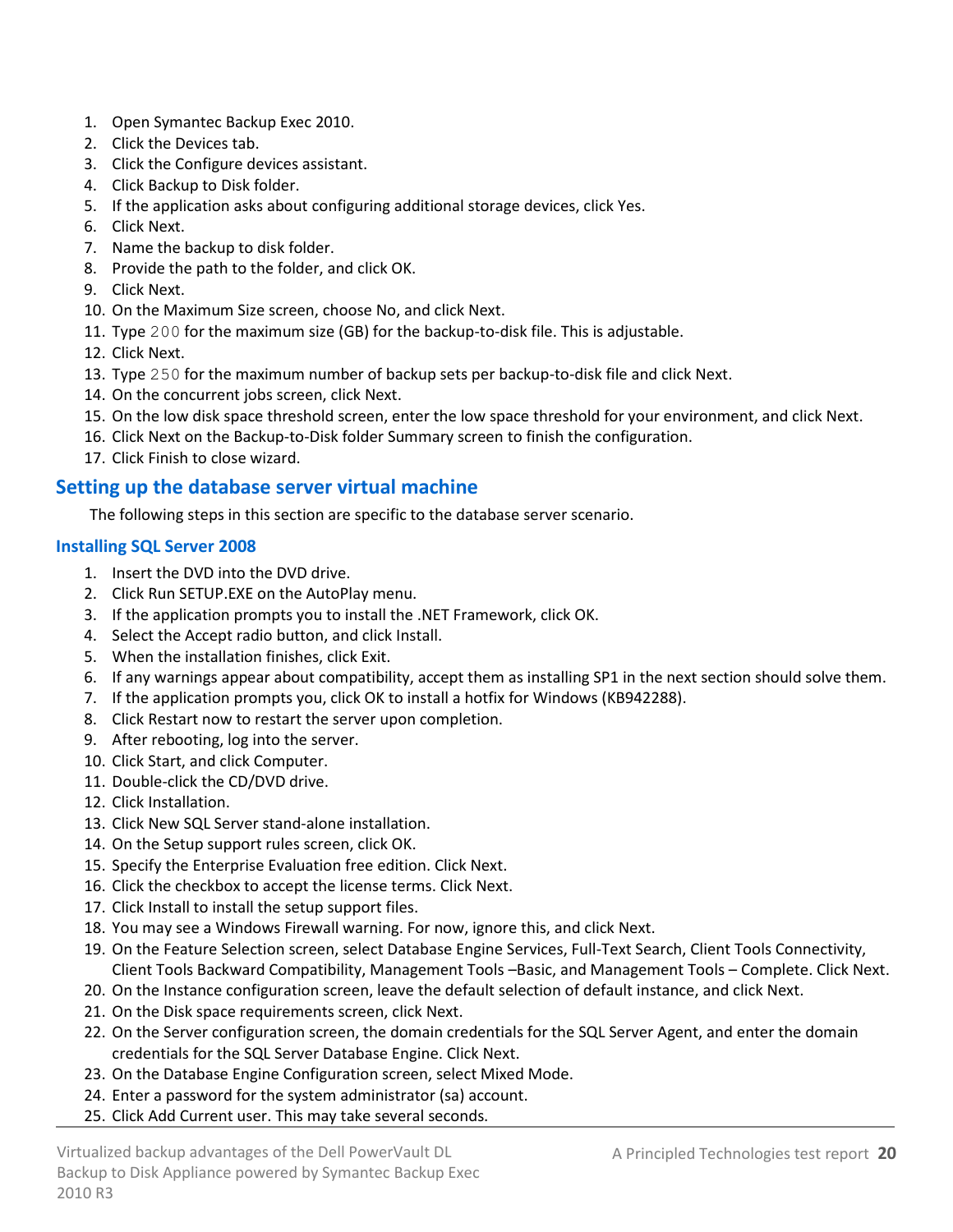1. Open Symantec Backup Exec 2010.
2. Click the Devices tab.
3. Click the Configure devices assistant.
4. Click Backup to Disk folder.
5. If the application asks about configuring additional storage devices, click Yes.
6. Click Next.
7. Name the backup to disk folder.
8. Provide the path to the folder, and click OK.
9. Click Next.
10. On the Maximum Size screen, choose No, and click Next.
11. Type `200` for the maximum size (GB) for the backup-to-disk file. This is adjustable.
12. Click Next.
13. Type `250` for the maximum number of backup sets per backup-to-disk file and click Next.
14. On the concurrent jobs screen, click Next.
15. On the low disk space threshold screen, enter the low space threshold for your environment, and click Next.
16. Click Next on the Backup-to-Disk folder Summary screen to finish the configuration.
17. Click Finish to close wizard.

## Setting up the database server virtual machine

The following steps in this section are specific to the database server scenario.

### Installing SQL Server 2008

1. Insert the DVD into the DVD drive.
2. Click Run SETUP.EXE on the AutoPlay menu.
3. If the application prompts you to install the .NET Framework, click OK.
4. Select the Accept radio button, and click Install.
5. When the installation finishes, click Exit.
6. If any warnings appear about compatibility, accept them as installing SP1 in the next section should solve them.
7. If the application prompts you, click OK to install a hotfix for Windows (KB942288).
8. Click Restart now to restart the server upon completion.
9. After rebooting, log into the server.
10. Click Start, and click Computer.
11. Double-click the CD/DVD drive.
12. Click Installation.
13. Click New SQL Server stand-alone installation.
14. On the Setup support rules screen, click OK.
15. Specify the Enterprise Evaluation free edition. Click Next.
16. Click the checkbox to accept the license terms. Click Next.
17. Click Install to install the setup support files.
18. You may see a Windows Firewall warning. For now, ignore this, and click Next.
19. On the Feature Selection screen, select Database Engine Services, Full-Text Search, Client Tools Connectivity, Client Tools Backward Compatibility, Management Tools –Basic, and Management Tools – Complete. Click Next.
20. On the Instance configuration screen, leave the default selection of default instance, and click Next.
21. On the Disk space requirements screen, click Next.
22. On the Server configuration screen, the domain credentials for the SQL Server Agent, and enter the domain credentials for the SQL Server Database Engine. Click Next.
23. On the Database Engine Configuration screen, select Mixed Mode.
24. Enter a password for the system administrator (sa) account.
25. Click Add Current user. This may take several seconds.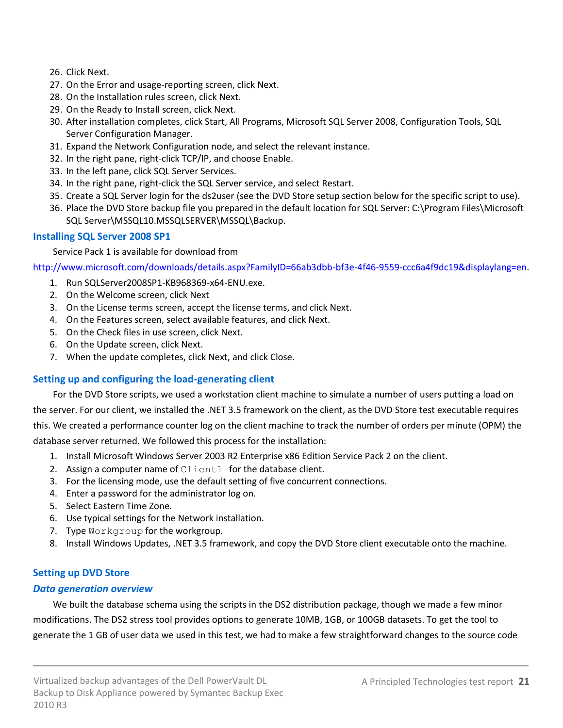26. Click Next.
27. On the Error and usage-reporting screen, click Next.
28. On the Installation rules screen, click Next.
29. On the Ready to Install screen, click Next.
30. After installation completes, click Start, All Programs, Microsoft SQL Server 2008, Configuration Tools, SQL Server Configuration Manager.
31. Expand the Network Configuration node, and select the relevant instance.
32. In the right pane, right-click TCP/IP, and choose Enable.
33. In the left pane, click SQL Server Services.
34. In the right pane, right-click the SQL Server service, and select Restart.
35. Create a SQL Server login for the ds2user (see the DVD Store setup section below for the specific script to use).
36. Place the DVD Store backup file you prepared in the default location for SQL Server: C:\Program Files\Microsoft SQL Server\MSSQL10.MSSQLSERVER\MSSQL\Backup.

### Installing SQL Server 2008 SP1

Service Pack 1 is available for download from http://www.microsoft.com/downloads/details.aspx?FamilyID=66ab3dbb-bf3e-4f46-9559-ccc6a4f9dc19&displaylang=en.

1. Run SQLServer2008SP1-KB968369-x64-ENU.exe.
2. On the Welcome screen, click Next
3. On the License terms screen, accept the license terms, and click Next.
4. On the Features screen, select available features, and click Next.
5. On the Check files in use screen, click Next.
6. On the Update screen, click Next.
7. When the update completes, click Next, and click Close.

### Setting up and configuring the load-generating client

For the DVD Store scripts, we used a workstation client machine to simulate a number of users putting a load on the server. For our client, we installed the .NET 3.5 framework on the client, as the DVD Store test executable requires this. We created a performance counter log on the client machine to track the number of orders per minute (OPM) the database server returned. We followed this process for the installation:

1. Install Microsoft Windows Server 2003 R2 Enterprise x86 Edition Service Pack 2 on the client.
2. Assign a computer name of `Client1` for the database client.
3. For the licensing mode, use the default setting of five concurrent connections.
4. Enter a password for the administrator log on.
5. Select Eastern Time Zone.
6. Use typical settings for the Network installation.
7. Type `Workgroup` for the workgroup.
8. Install Windows Updates, .NET 3.5 framework, and copy the DVD Store client executable onto the machine.

### Setting up DVD Store

#### *Data generation overview*

We built the database schema using the scripts in the DS2 distribution package, though we made a few minor modifications. The DS2 stress tool provides options to generate 10MB, 1GB, or 100GB datasets. To get the tool to generate the 1 GB of user data we used in this test, we had to make a few straightforward changes to the source code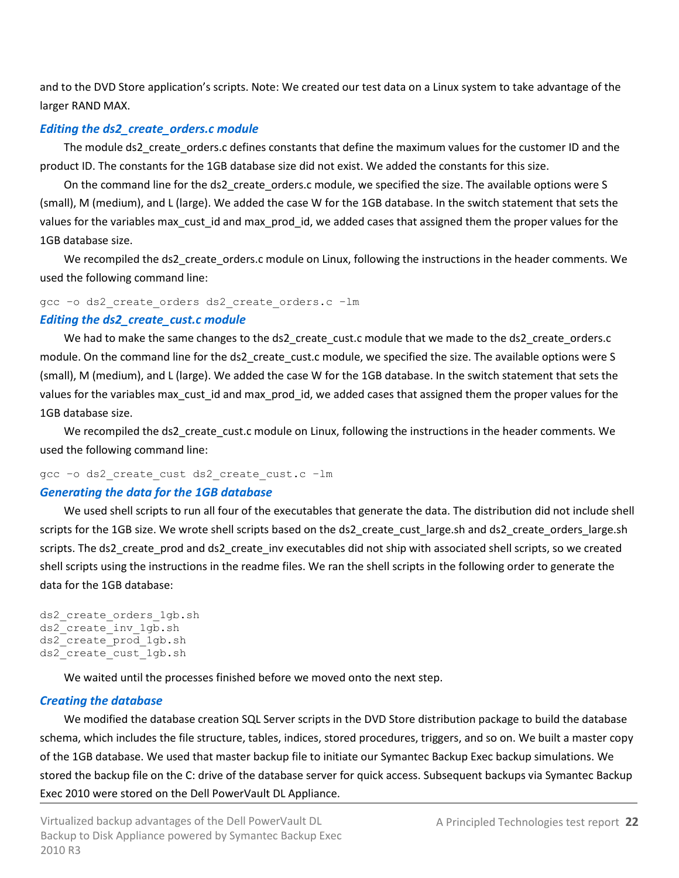and to the DVD Store application's scripts. Note: We created our test data on a Linux system to take advantage of the larger RAND MAX.

### *Editing the ds2_create_orders.c module*

The module ds2_create_orders.c defines constants that define the maximum values for the customer ID and the product ID. The constants for the 1GB database size did not exist. We added the constants for this size.

On the command line for the ds2_create_orders.c module, we specified the size. The available options were S (small), M (medium), and L (large). We added the case W for the 1GB database. In the switch statement that sets the values for the variables max_cust_id and max_prod_id, we added cases that assigned them the proper values for the 1GB database size.

We recompiled the ds2_create_orders.c module on Linux, following the instructions in the header comments. We used the following command line:

```
gcc -o ds2_create_orders ds2_create_orders.c -lm
```

### *Editing the ds2_create_cust.c module*

We had to make the same changes to the ds2_create_cust.c module that we made to the ds2_create_orders.c module. On the command line for the ds2_create_cust.c module, we specified the size. The available options were S (small), M (medium), and L (large). We added the case W for the 1GB database. In the switch statement that sets the values for the variables max_cust_id and max_prod_id, we added cases that assigned them the proper values for the 1GB database size.

We recompiled the ds2_create_cust.c module on Linux, following the instructions in the header comments. We used the following command line:

```
gcc -o ds2_create_cust ds2_create_cust.c -lm
```

### *Generating the data for the 1GB database*

We used shell scripts to run all four of the executables that generate the data. The distribution did not include shell scripts for the 1GB size. We wrote shell scripts based on the ds2_create_cust_large.sh and ds2_create_orders_large.sh scripts. The ds2_create_prod and ds2_create_inv executables did not ship with associated shell scripts, so we created shell scripts using the instructions in the readme files. We ran the shell scripts in the following order to generate the data for the 1GB database:

```
ds2_create_orders_1gb.sh
ds2_create_inv_1gb.sh
ds2_create_prod_1gb.sh
ds2_create_cust_1gb.sh
```

We waited until the processes finished before we moved onto the next step.

### *Creating the database*

We modified the database creation SQL Server scripts in the DVD Store distribution package to build the database schema, which includes the file structure, tables, indices, stored procedures, triggers, and so on. We built a master copy of the 1GB database. We used that master backup file to initiate our Symantec Backup Exec backup simulations. We stored the backup file on the C: drive of the database server for quick access. Subsequent backups via Symantec Backup Exec 2010 were stored on the Dell PowerVault DL Appliance.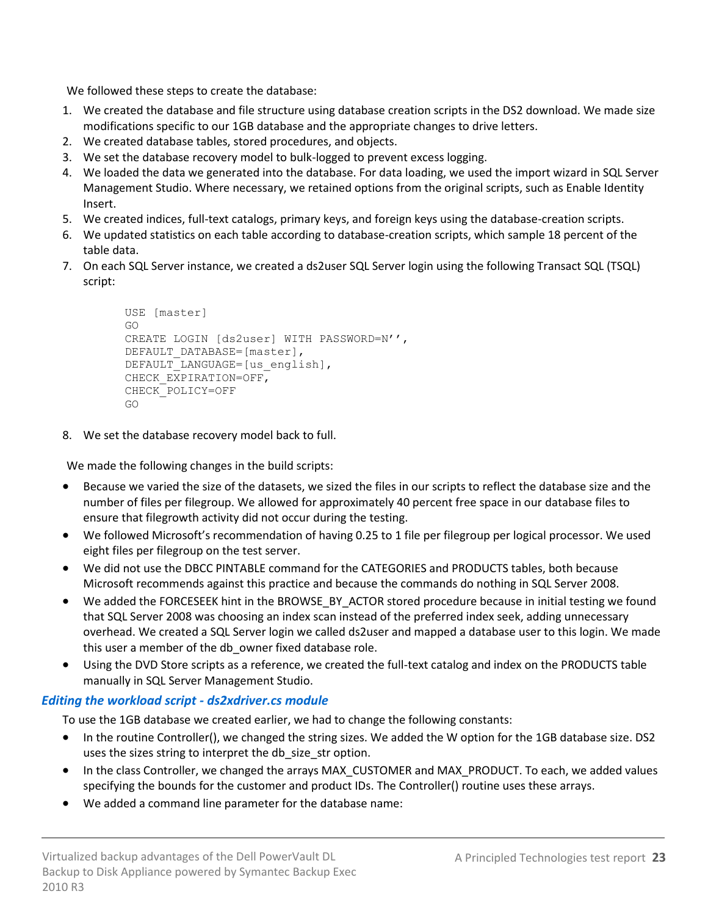We followed these steps to create the database:

1. We created the database and file structure using database creation scripts in the DS2 download. We made size modifications specific to our 1GB database and the appropriate changes to drive letters.
2. We created database tables, stored procedures, and objects.
3. We set the database recovery model to bulk-logged to prevent excess logging.
4. We loaded the data we generated into the database. For data loading, we used the import wizard in SQL Server Management Studio. Where necessary, we retained options from the original scripts, such as Enable Identity Insert.
5. We created indices, full-text catalogs, primary keys, and foreign keys using the database-creation scripts.
6. We updated statistics on each table according to database-creation scripts, which sample 18 percent of the table data.
7. On each SQL Server instance, we created a ds2user SQL Server login using the following Transact SQL (TSQL) script:

```
USE [master]
GO
CREATE LOGIN [ds2user] WITH PASSWORD=N'',
DEFAULT_DATABASE=[master],
DEFAULT_LANGUAGE=[us_english],
CHECK_EXPIRATION=OFF,
CHECK_POLICY=OFF
GO
```

8. We set the database recovery model back to full.

We made the following changes in the build scripts:

- Because we varied the size of the datasets, we sized the files in our scripts to reflect the database size and the number of files per filegroup. We allowed for approximately 40 percent free space in our database files to ensure that filegrowth activity did not occur during the testing.
- We followed Microsoft's recommendation of having 0.25 to 1 file per filegroup per logical processor. We used eight files per filegroup on the test server.
- We did not use the DBCC PINTABLE command for the CATEGORIES and PRODUCTS tables, both because Microsoft recommends against this practice and because the commands do nothing in SQL Server 2008.
- We added the FORCESEEK hint in the BROWSE_BY_ACTOR stored procedure because in initial testing we found that SQL Server 2008 was choosing an index scan instead of the preferred index seek, adding unnecessary overhead. We created a SQL Server login we called ds2user and mapped a database user to this login. We made this user a member of the db_owner fixed database role.
- Using the DVD Store scripts as a reference, we created the full-text catalog and index on the PRODUCTS table manually in SQL Server Management Studio.

### *Editing the workload script - ds2xdriver.cs module*

To use the 1GB database we created earlier, we had to change the following constants:

- In the routine Controller(), we changed the string sizes. We added the W option for the 1GB database size. DS2 uses the sizes string to interpret the db_size_str option.
- In the class Controller, we changed the arrays MAX_CUSTOMER and MAX_PRODUCT. To each, we added values specifying the bounds for the customer and product IDs. The Controller() routine uses these arrays.
- We added a command line parameter for the database name: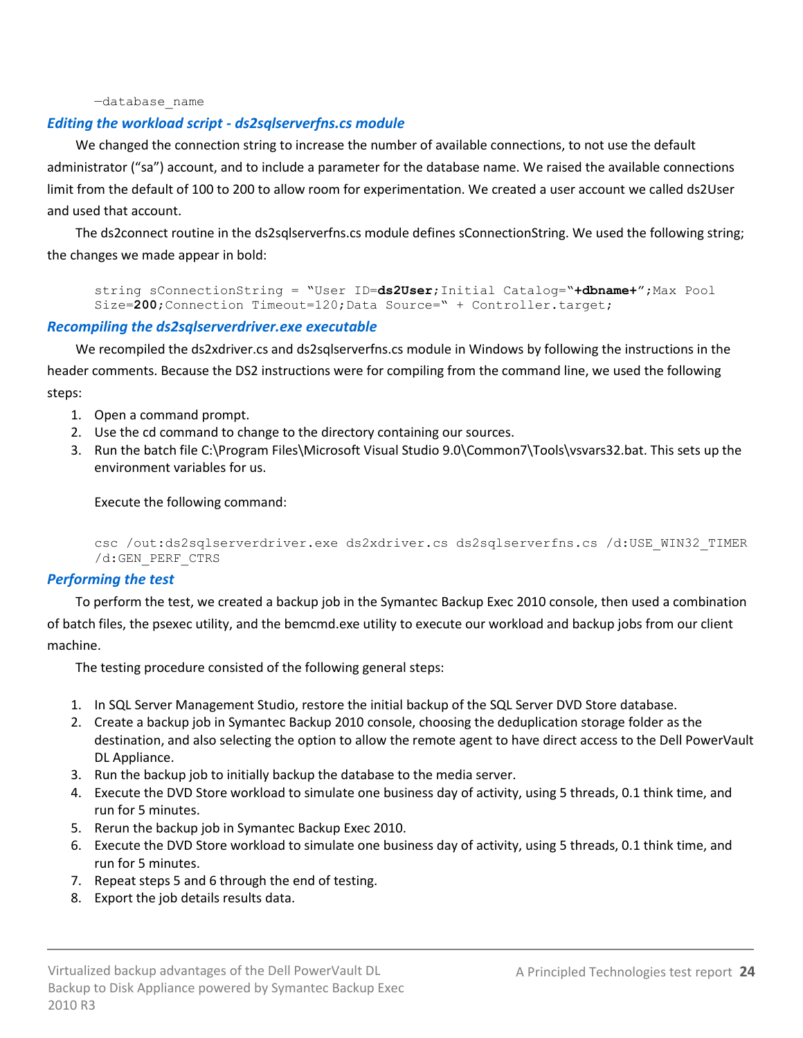```
—database_name
```

### *Editing the workload script - ds2sqlserverfns.cs module*

We changed the connection string to increase the number of available connections, to not use the default administrator ("sa") account, and to include a parameter for the database name. We raised the available connections limit from the default of 100 to 200 to allow room for experimentation. We created a user account we called ds2User and used that account.

The ds2connect routine in the ds2sqlserverfns.cs module defines sConnectionString. We used the following string; the changes we made appear in bold:

```
string sConnectionString = "User ID=ds2User;Initial Catalog="+dbname+";Max Pool
Size=200;Connection Timeout=120;Data Source=" + Controller.target;
```

### *Recompiling the ds2sqlserverdriver.exe executable*

We recompiled the ds2xdriver.cs and ds2sqlserverfns.cs module in Windows by following the instructions in the header comments. Because the DS2 instructions were for compiling from the command line, we used the following steps:

1. Open a command prompt.
2. Use the cd command to change to the directory containing our sources.
3. Run the batch file C:\Program Files\Microsoft Visual Studio 9.0\Common7\Tools\vsvars32.bat. This sets up the environment variables for us.

   Execute the following command:

   ```
   csc /out:ds2sqlserverdriver.exe ds2xdriver.cs ds2sqlserverfns.cs /d:USE_WIN32_TIMER
   /d:GEN_PERF_CTRS
   ```

### *Performing the test*

To perform the test, we created a backup job in the Symantec Backup Exec 2010 console, then used a combination of batch files, the psexec utility, and the bemcmd.exe utility to execute our workload and backup jobs from our client machine.

The testing procedure consisted of the following general steps:

1. In SQL Server Management Studio, restore the initial backup of the SQL Server DVD Store database.
2. Create a backup job in Symantec Backup 2010 console, choosing the deduplication storage folder as the destination, and also selecting the option to allow the remote agent to have direct access to the Dell PowerVault DL Appliance.
3. Run the backup job to initially backup the database to the media server.
4. Execute the DVD Store workload to simulate one business day of activity, using 5 threads, 0.1 think time, and run for 5 minutes.
5. Rerun the backup job in Symantec Backup Exec 2010.
6. Execute the DVD Store workload to simulate one business day of activity, using 5 threads, 0.1 think time, and run for 5 minutes.
7. Repeat steps 5 and 6 through the end of testing.
8. Export the job details results data.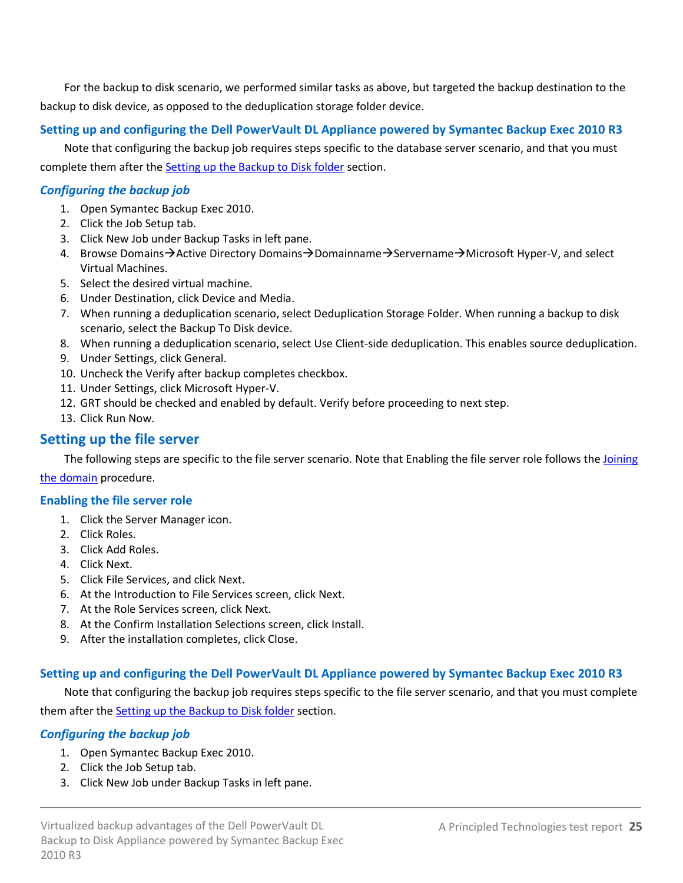For the backup to disk scenario, we performed similar tasks as above, but targeted the backup destination to the backup to disk device, as opposed to the deduplication storage folder device.

### Setting up and configuring the Dell PowerVault DL Appliance powered by Symantec Backup Exec 2010 R3

Note that configuring the backup job requires steps specific to the database server scenario, and that you must complete them after the Setting up the Backup to Disk folder section.

#### *Configuring the backup job*

1. Open Symantec Backup Exec 2010.
2. Click the Job Setup tab.
3. Click New Job under Backup Tasks in left pane.
4. Browse Domains→Active Directory Domains→Domainname→Servername→Microsoft Hyper-V, and select Virtual Machines.
5. Select the desired virtual machine.
6. Under Destination, click Device and Media.
7. When running a deduplication scenario, select Deduplication Storage Folder. When running a backup to disk scenario, select the Backup To Disk device.
8. When running a deduplication scenario, select Use Client-side deduplication. This enables source deduplication.
9. Under Settings, click General.
10. Uncheck the Verify after backup completes checkbox.
11. Under Settings, click Microsoft Hyper-V.
12. GRT should be checked and enabled by default. Verify before proceeding to next step.
13. Click Run Now.

## Setting up the file server

The following steps are specific to the file server scenario. Note that Enabling the file server role follows the Joining the domain procedure.

### Enabling the file server role

1. Click the Server Manager icon.
2. Click Roles.
3. Click Add Roles.
4. Click Next.
5. Click File Services, and click Next.
6. At the Introduction to File Services screen, click Next.
7. At the Role Services screen, click Next.
8. At the Confirm Installation Selections screen, click Install.
9. After the installation completes, click Close.

### Setting up and configuring the Dell PowerVault DL Appliance powered by Symantec Backup Exec 2010 R3

Note that configuring the backup job requires steps specific to the file server scenario, and that you must complete them after the Setting up the Backup to Disk folder section.

#### *Configuring the backup job*

1. Open Symantec Backup Exec 2010.
2. Click the Job Setup tab.
3. Click New Job under Backup Tasks in left pane.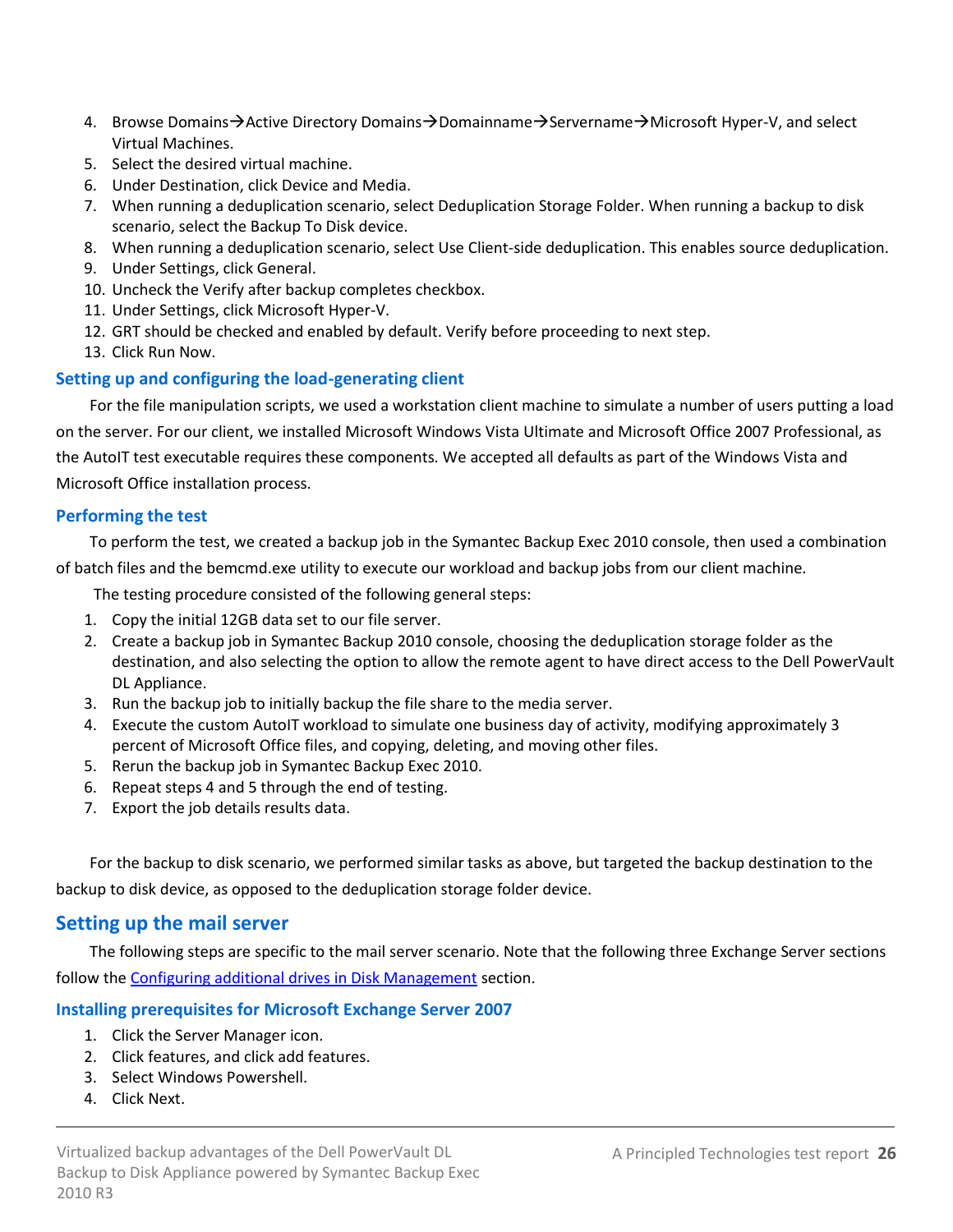4. Browse Domains→Active Directory Domains→Domainname→Servername→Microsoft Hyper-V, and select Virtual Machines.
5. Select the desired virtual machine.
6. Under Destination, click Device and Media.
7. When running a deduplication scenario, select Deduplication Storage Folder. When running a backup to disk scenario, select the Backup To Disk device.
8. When running a deduplication scenario, select Use Client-side deduplication. This enables source deduplication.
9. Under Settings, click General.
10. Uncheck the Verify after backup completes checkbox.
11. Under Settings, click Microsoft Hyper-V.
12. GRT should be checked and enabled by default. Verify before proceeding to next step.
13. Click Run Now.

### Setting up and configuring the load-generating client

For the file manipulation scripts, we used a workstation client machine to simulate a number of users putting a load on the server. For our client, we installed Microsoft Windows Vista Ultimate and Microsoft Office 2007 Professional, as the AutoIT test executable requires these components. We accepted all defaults as part of the Windows Vista and Microsoft Office installation process.

### Performing the test

To perform the test, we created a backup job in the Symantec Backup Exec 2010 console, then used a combination of batch files and the bemcmd.exe utility to execute our workload and backup jobs from our client machine.

The testing procedure consisted of the following general steps:

1. Copy the initial 12GB data set to our file server.
2. Create a backup job in Symantec Backup 2010 console, choosing the deduplication storage folder as the destination, and also selecting the option to allow the remote agent to have direct access to the Dell PowerVault DL Appliance.
3. Run the backup job to initially backup the file share to the media server.
4. Execute the custom AutoIT workload to simulate one business day of activity, modifying approximately 3 percent of Microsoft Office files, and copying, deleting, and moving other files.
5. Rerun the backup job in Symantec Backup Exec 2010.
6. Repeat steps 4 and 5 through the end of testing.
7. Export the job details results data.

For the backup to disk scenario, we performed similar tasks as above, but targeted the backup destination to the backup to disk device, as opposed to the deduplication storage folder device.

## Setting up the mail server

The following steps are specific to the mail server scenario. Note that the following three Exchange Server sections follow the Configuring additional drives in Disk Management section.

### Installing prerequisites for Microsoft Exchange Server 2007

1. Click the Server Manager icon.
2. Click features, and click add features.
3. Select Windows Powershell.
4. Click Next.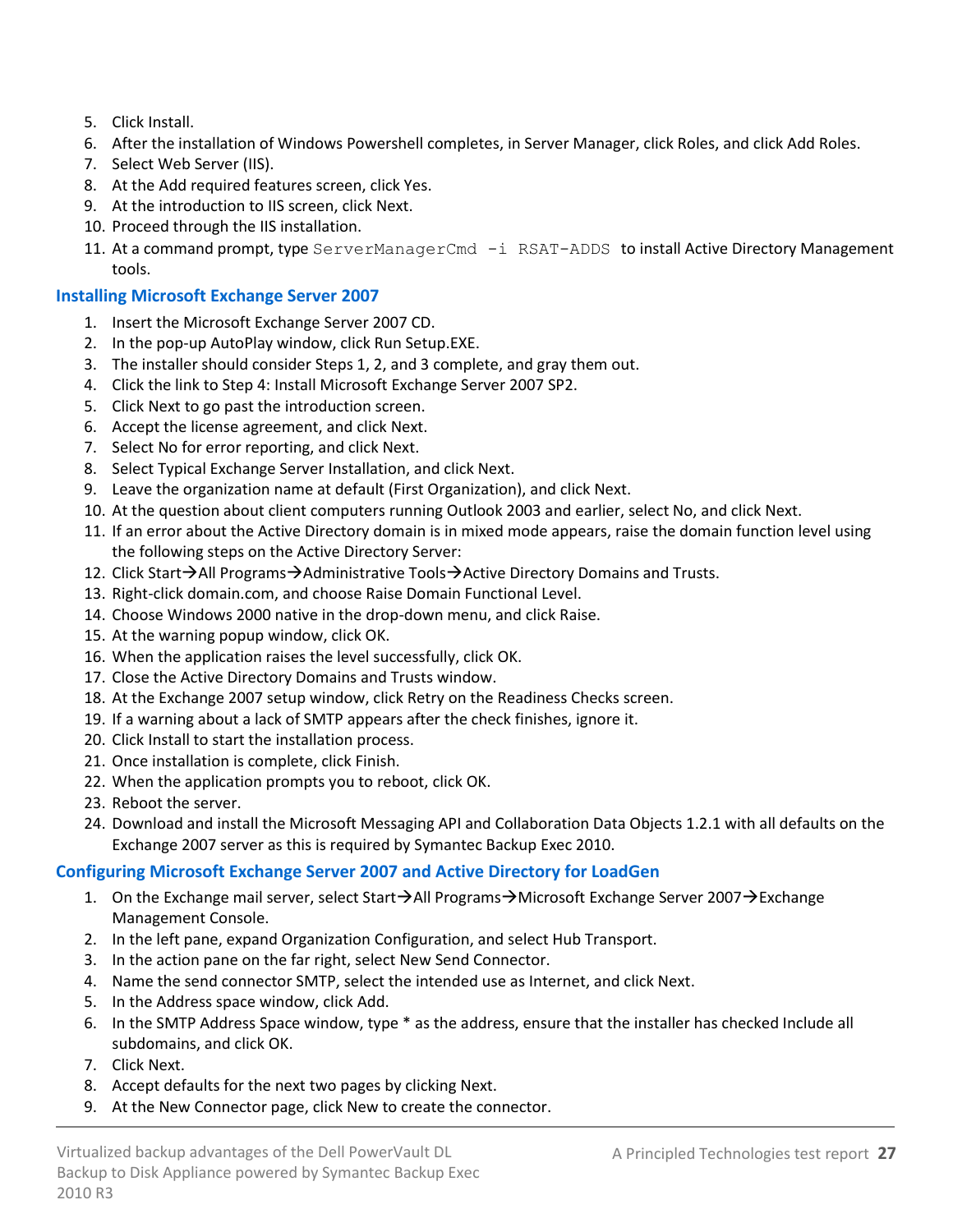5. Click Install.
6. After the installation of Windows Powershell completes, in Server Manager, click Roles, and click Add Roles.
7. Select Web Server (IIS).
8. At the Add required features screen, click Yes.
9. At the introduction to IIS screen, click Next.
10. Proceed through the IIS installation.
11. At a command prompt, type `ServerManagerCmd -i RSAT-ADDS` to install Active Directory Management tools.

### Installing Microsoft Exchange Server 2007

1. Insert the Microsoft Exchange Server 2007 CD.
2. In the pop-up AutoPlay window, click Run Setup.EXE.
3. The installer should consider Steps 1, 2, and 3 complete, and gray them out.
4. Click the link to Step 4: Install Microsoft Exchange Server 2007 SP2.
5. Click Next to go past the introduction screen.
6. Accept the license agreement, and click Next.
7. Select No for error reporting, and click Next.
8. Select Typical Exchange Server Installation, and click Next.
9. Leave the organization name at default (First Organization), and click Next.
10. At the question about client computers running Outlook 2003 and earlier, select No, and click Next.
11. If an error about the Active Directory domain is in mixed mode appears, raise the domain function level using the following steps on the Active Directory Server:
12. Click Start→All Programs→Administrative Tools→Active Directory Domains and Trusts.
13. Right-click domain.com, and choose Raise Domain Functional Level.
14. Choose Windows 2000 native in the drop-down menu, and click Raise.
15. At the warning popup window, click OK.
16. When the application raises the level successfully, click OK.
17. Close the Active Directory Domains and Trusts window.
18. At the Exchange 2007 setup window, click Retry on the Readiness Checks screen.
19. If a warning about a lack of SMTP appears after the check finishes, ignore it.
20. Click Install to start the installation process.
21. Once installation is complete, click Finish.
22. When the application prompts you to reboot, click OK.
23. Reboot the server.
24. Download and install the Microsoft Messaging API and Collaboration Data Objects 1.2.1 with all defaults on the Exchange 2007 server as this is required by Symantec Backup Exec 2010.

### Configuring Microsoft Exchange Server 2007 and Active Directory for LoadGen

1. On the Exchange mail server, select Start→All Programs→Microsoft Exchange Server 2007→Exchange Management Console.
2. In the left pane, expand Organization Configuration, and select Hub Transport.
3. In the action pane on the far right, select New Send Connector.
4. Name the send connector SMTP, select the intended use as Internet, and click Next.
5. In the Address space window, click Add.
6. In the SMTP Address Space window, type * as the address, ensure that the installer has checked Include all subdomains, and click OK.
7. Click Next.
8. Accept defaults for the next two pages by clicking Next.
9. At the New Connector page, click New to create the connector.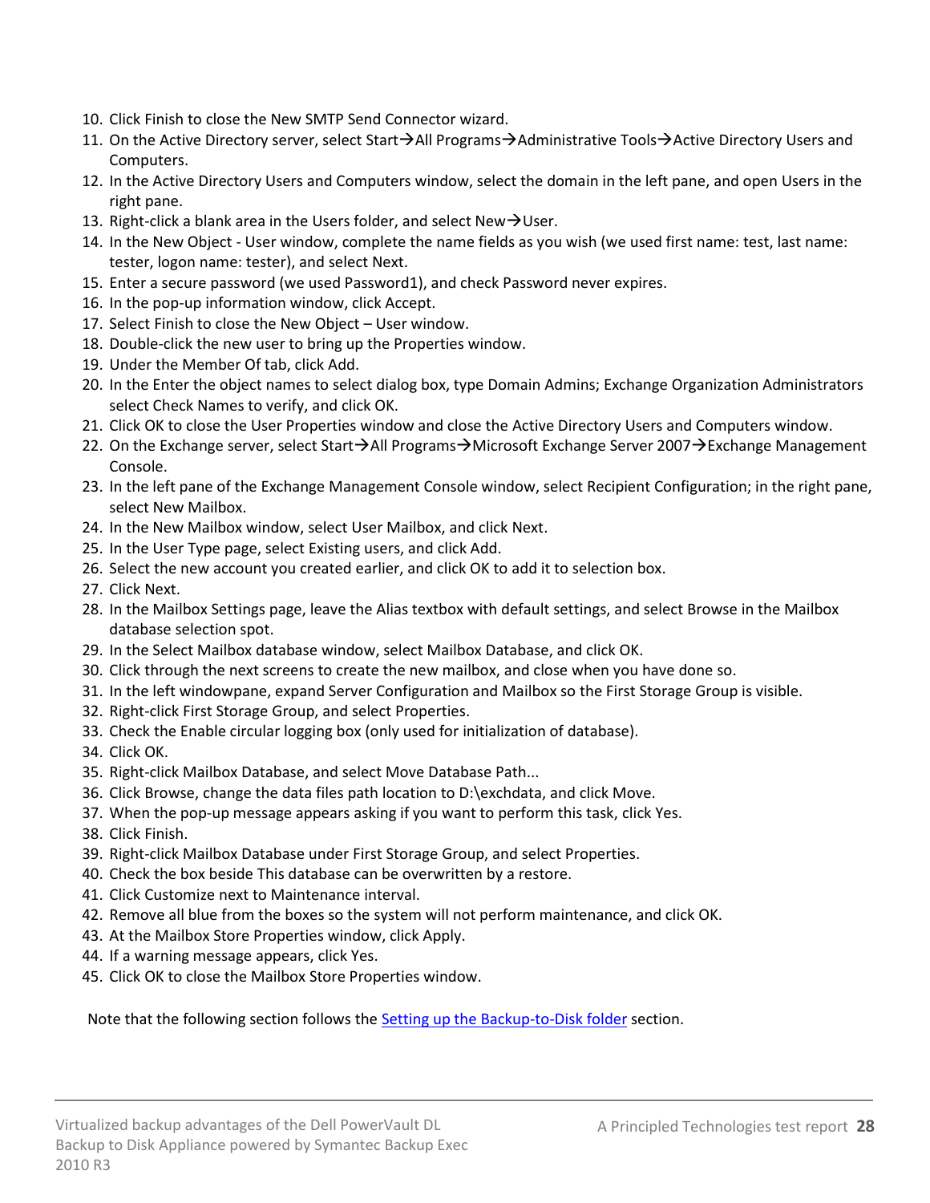10. Click Finish to close the New SMTP Send Connector wizard.
11. On the Active Directory server, select Start→All Programs→Administrative Tools→Active Directory Users and Computers.
12. In the Active Directory Users and Computers window, select the domain in the left pane, and open Users in the right pane.
13. Right-click a blank area in the Users folder, and select New→User.
14. In the New Object - User window, complete the name fields as you wish (we used first name: test, last name: tester, logon name: tester), and select Next.
15. Enter a secure password (we used Password1), and check Password never expires.
16. In the pop-up information window, click Accept.
17. Select Finish to close the New Object – User window.
18. Double-click the new user to bring up the Properties window.
19. Under the Member Of tab, click Add.
20. In the Enter the object names to select dialog box, type Domain Admins; Exchange Organization Administrators select Check Names to verify, and click OK.
21. Click OK to close the User Properties window and close the Active Directory Users and Computers window.
22. On the Exchange server, select Start→All Programs→Microsoft Exchange Server 2007→Exchange Management Console.
23. In the left pane of the Exchange Management Console window, select Recipient Configuration; in the right pane, select New Mailbox.
24. In the New Mailbox window, select User Mailbox, and click Next.
25. In the User Type page, select Existing users, and click Add.
26. Select the new account you created earlier, and click OK to add it to selection box.
27. Click Next.
28. In the Mailbox Settings page, leave the Alias textbox with default settings, and select Browse in the Mailbox database selection spot.
29. In the Select Mailbox database window, select Mailbox Database, and click OK.
30. Click through the next screens to create the new mailbox, and close when you have done so.
31. In the left windowpane, expand Server Configuration and Mailbox so the First Storage Group is visible.
32. Right-click First Storage Group, and select Properties.
33. Check the Enable circular logging box (only used for initialization of database).
34. Click OK.
35. Right-click Mailbox Database, and select Move Database Path...
36. Click Browse, change the data files path location to D:\exchdata, and click Move.
37. When the pop-up message appears asking if you want to perform this task, click Yes.
38. Click Finish.
39. Right-click Mailbox Database under First Storage Group, and select Properties.
40. Check the box beside This database can be overwritten by a restore.
41. Click Customize next to Maintenance interval.
42. Remove all blue from the boxes so the system will not perform maintenance, and click OK.
43. At the Mailbox Store Properties window, click Apply.
44. If a warning message appears, click Yes.
45. Click OK to close the Mailbox Store Properties window.

Note that the following section follows the Setting up the Backup-to-Disk folder section.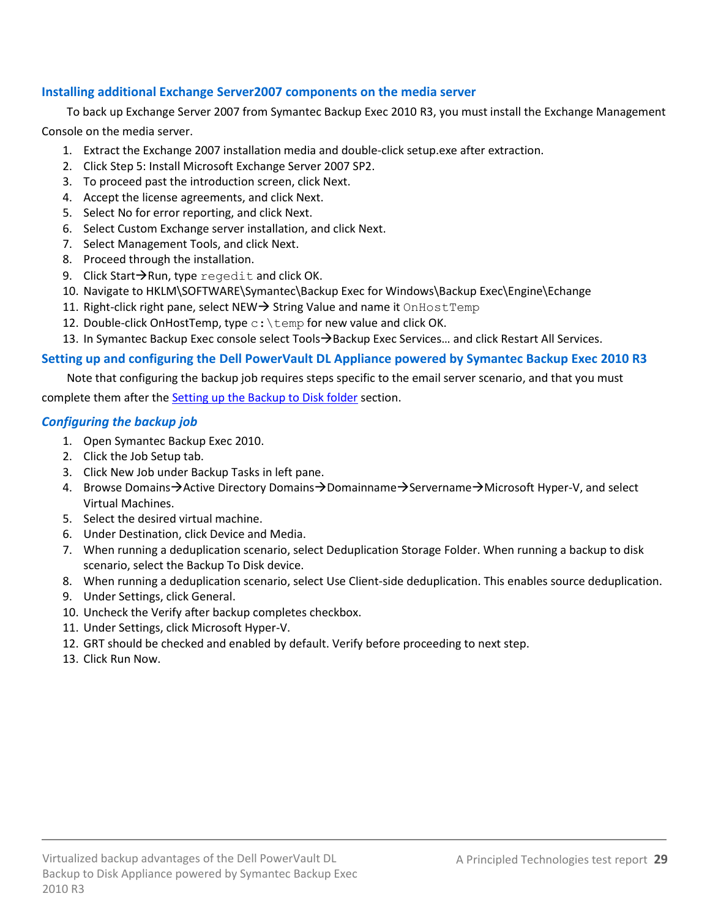### Installing additional Exchange Server2007 components on the media server

To back up Exchange Server 2007 from Symantec Backup Exec 2010 R3, you must install the Exchange Management Console on the media server.

1. Extract the Exchange 2007 installation media and double-click setup.exe after extraction.
2. Click Step 5: Install Microsoft Exchange Server 2007 SP2.
3. To proceed past the introduction screen, click Next.
4. Accept the license agreements, and click Next.
5. Select No for error reporting, and click Next.
6. Select Custom Exchange server installation, and click Next.
7. Select Management Tools, and click Next.
8. Proceed through the installation.
9. Click Start→Run, type `regedit` and click OK.
10. Navigate to HKLM\SOFTWARE\Symantec\Backup Exec for Windows\Backup Exec\Engine\Echange
11. Right-click right pane, select NEW→ String Value and name it `OnHostTemp`
12. Double-click OnHostTemp, type `c:\temp` for new value and click OK.
13. In Symantec Backup Exec console select Tools→Backup Exec Services… and click Restart All Services.

### Setting up and configuring the Dell PowerVault DL Appliance powered by Symantec Backup Exec 2010 R3

Note that configuring the backup job requires steps specific to the email server scenario, and that you must complete them after the Setting up the Backup to Disk folder section.

#### *Configuring the backup job*

1. Open Symantec Backup Exec 2010.
2. Click the Job Setup tab.
3. Click New Job under Backup Tasks in left pane.
4. Browse Domains→Active Directory Domains→Domainname→Servername→Microsoft Hyper-V, and select Virtual Machines.
5. Select the desired virtual machine.
6. Under Destination, click Device and Media.
7. When running a deduplication scenario, select Deduplication Storage Folder. When running a backup to disk scenario, select the Backup To Disk device.
8. When running a deduplication scenario, select Use Client-side deduplication. This enables source deduplication.
9. Under Settings, click General.
10. Uncheck the Verify after backup completes checkbox.
11. Under Settings, click Microsoft Hyper-V.
12. GRT should be checked and enabled by default. Verify before proceeding to next step.
13. Click Run Now.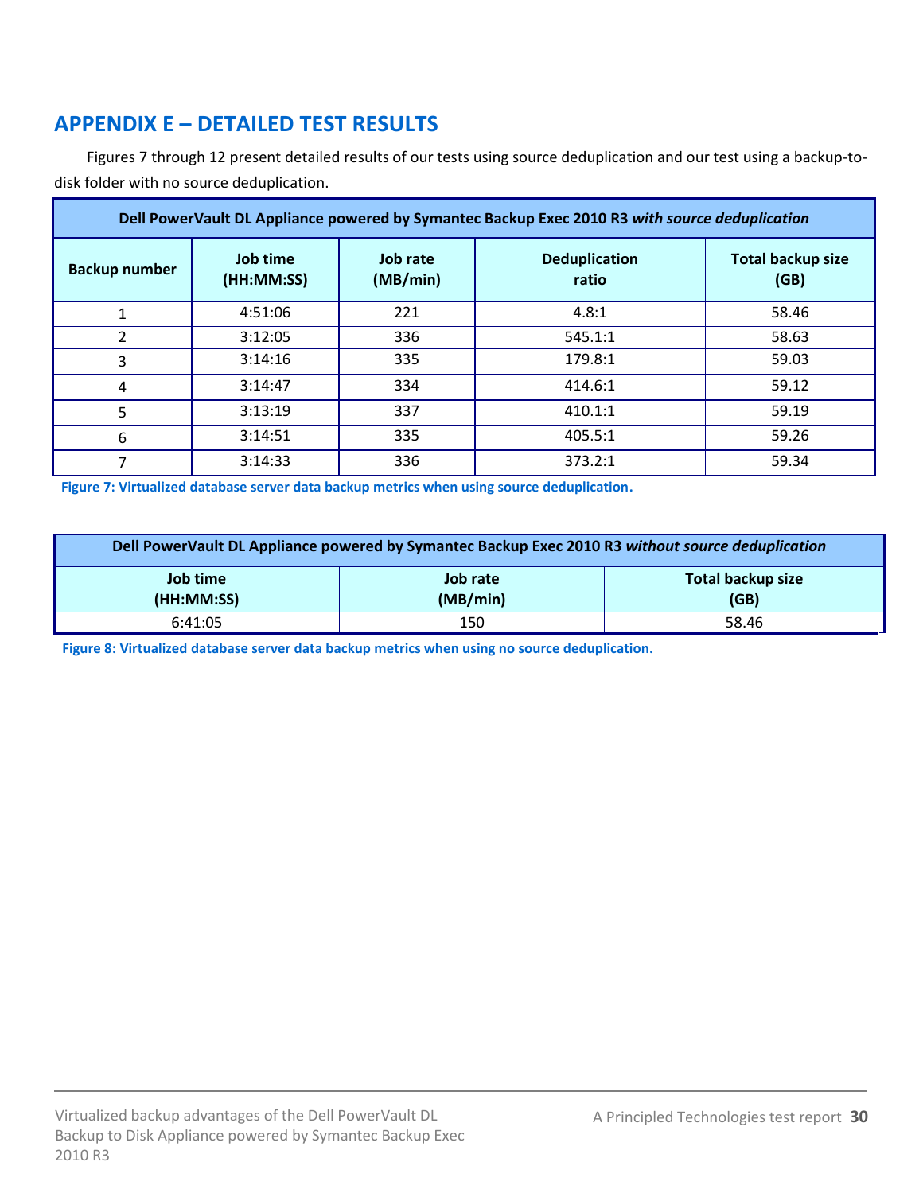## APPENDIX E – DETAILED TEST RESULTS

Figures 7 through 12 present detailed results of our tests using source deduplication and our test using a backup-to-disk folder with no source deduplication.

| Dell PowerVault DL Appliance powered by Symantec Backup Exec 2010 R3 *with source deduplication* | | | | |
|---|---|---|---|---|
| **Backup number** | **Job time (HH:MM:SS)** | **Job rate (MB/min)** | **Deduplication ratio** | **Total backup size (GB)** |
| 1 | 4:51:06 | 221 | 4.8:1 | 58.46 |
| 2 | 3:12:05 | 336 | 545.1:1 | 58.63 |
| 3 | 3:14:16 | 335 | 179.8:1 | 59.03 |
| 4 | 3:14:47 | 334 | 414.6:1 | 59.12 |
| 5 | 3:13:19 | 337 | 410.1:1 | 59.19 |
| 6 | 3:14:51 | 335 | 405.5:1 | 59.26 |
| 7 | 3:14:33 | 336 | 373.2:1 | 59.34 |

**Figure 7: Virtualized database server data backup metrics when using source deduplication.**

| Dell PowerVault DL Appliance powered by Symantec Backup Exec 2010 R3 *without source deduplication* | | |
|---|---|---|
| **Job time (HH:MM:SS)** | **Job rate (MB/min)** | **Total backup size (GB)** |
| 6:41:05 | 150 | 58.46 |

**Figure 8: Virtualized database server data backup metrics when using no source deduplication.**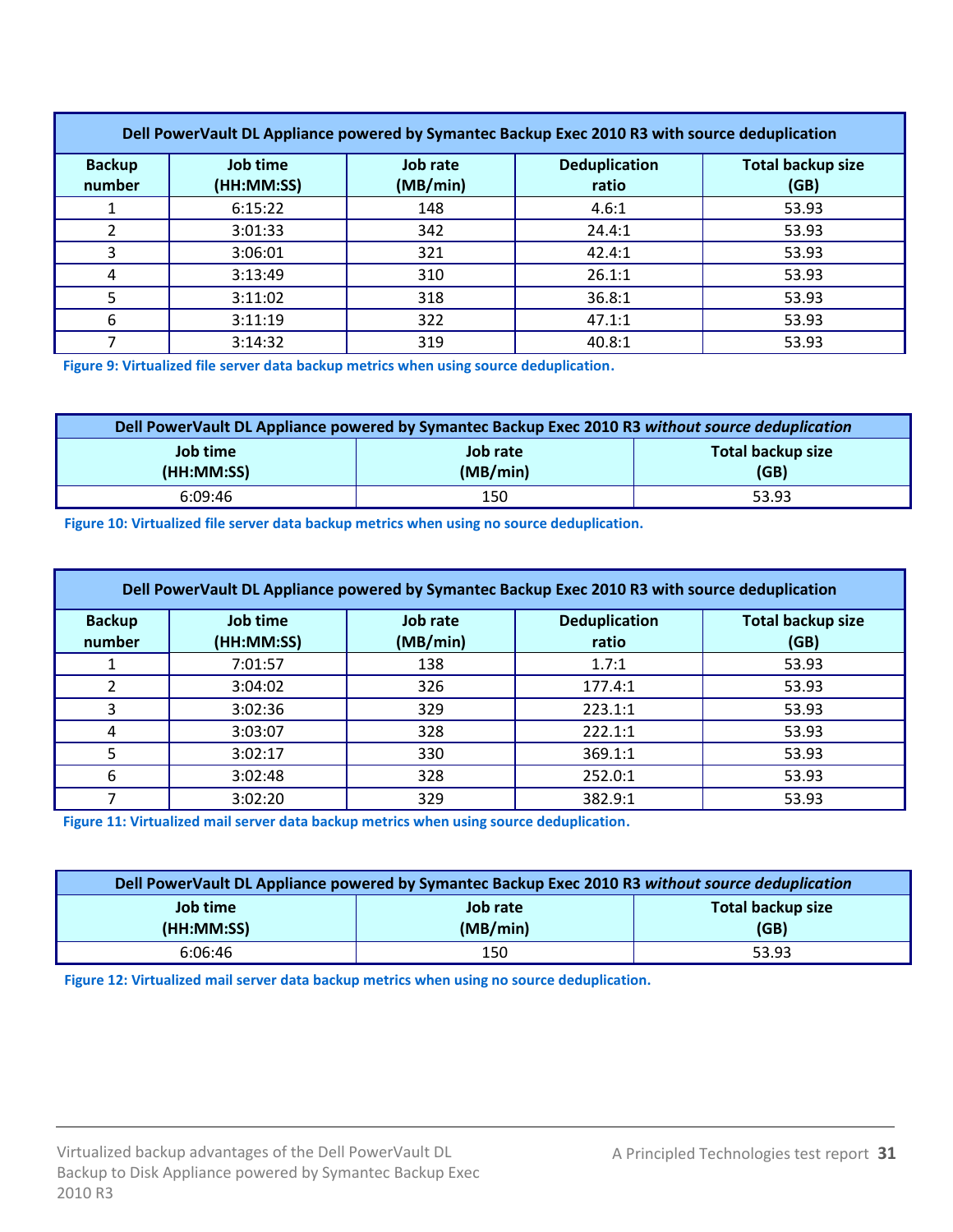| Dell PowerVault DL Appliance powered by Symantec Backup Exec 2010 R3 with source deduplication | | | | |
|---|---|---|---|---|
| **Backup number** | **Job time (HH:MM:SS)** | **Job rate (MB/min)** | **Deduplication ratio** | **Total backup size (GB)** |
| 1 | 6:15:22 | 148 | 4.6:1 | 53.93 |
| 2 | 3:01:33 | 342 | 24.4:1 | 53.93 |
| 3 | 3:06:01 | 321 | 42.4:1 | 53.93 |
| 4 | 3:13:49 | 310 | 26.1:1 | 53.93 |
| 5 | 3:11:02 | 318 | 36.8:1 | 53.93 |
| 6 | 3:11:19 | 322 | 47.1:1 | 53.93 |
| 7 | 3:14:32 | 319 | 40.8:1 | 53.93 |

**Figure 9: Virtualized file server data backup metrics when using source deduplication.**

| Dell PowerVault DL Appliance powered by Symantec Backup Exec 2010 R3 *without source deduplication* | | |
|---|---|---|
| **Job time (HH:MM:SS)** | **Job rate (MB/min)** | **Total backup size (GB)** |
| 6:09:46 | 150 | 53.93 |

**Figure 10: Virtualized file server data backup metrics when using no source deduplication.**

| Dell PowerVault DL Appliance powered by Symantec Backup Exec 2010 R3 with source deduplication | | | | |
|---|---|---|---|---|
| **Backup number** | **Job time (HH:MM:SS)** | **Job rate (MB/min)** | **Deduplication ratio** | **Total backup size (GB)** |
| 1 | 7:01:57 | 138 | 1.7:1 | 53.93 |
| 2 | 3:04:02 | 326 | 177.4:1 | 53.93 |
| 3 | 3:02:36 | 329 | 223.1:1 | 53.93 |
| 4 | 3:03:07 | 328 | 222.1:1 | 53.93 |
| 5 | 3:02:17 | 330 | 369.1:1 | 53.93 |
| 6 | 3:02:48 | 328 | 252.0:1 | 53.93 |
| 7 | 3:02:20 | 329 | 382.9:1 | 53.93 |

**Figure 11: Virtualized mail server data backup metrics when using source deduplication.**

| Dell PowerVault DL Appliance powered by Symantec Backup Exec 2010 R3 *without source deduplication* | | |
|---|---|---|
| **Job time (HH:MM:SS)** | **Job rate (MB/min)** | **Total backup size (GB)** |
| 6:06:46 | 150 | 53.93 |

**Figure 12: Virtualized mail server data backup metrics when using no source deduplication.**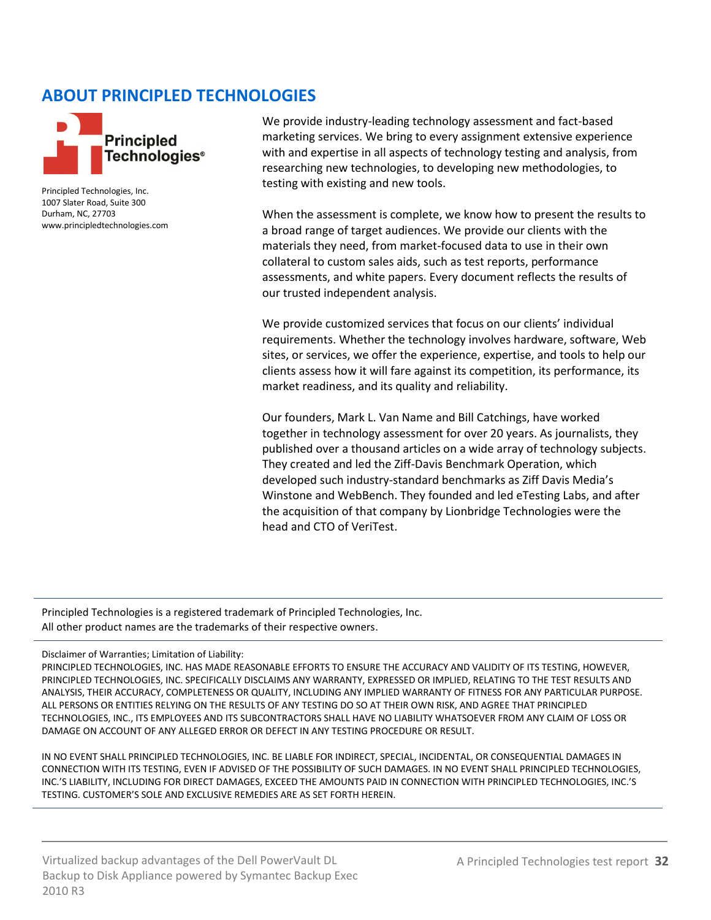## ABOUT PRINCIPLED TECHNOLOGIES

Principled Technologies, Inc.
1007 Slater Road, Suite 300
Durham, NC, 27703
www.principledtechnologies.com

We provide industry-leading technology assessment and fact-based marketing services. We bring to every assignment extensive experience with and expertise in all aspects of technology testing and analysis, from researching new technologies, to developing new methodologies, to testing with existing and new tools.

When the assessment is complete, we know how to present the results to a broad range of target audiences. We provide our clients with the materials they need, from market-focused data to use in their own collateral to custom sales aids, such as test reports, performance assessments, and white papers. Every document reflects the results of our trusted independent analysis.

We provide customized services that focus on our clients' individual requirements. Whether the technology involves hardware, software, Web sites, or services, we offer the experience, expertise, and tools to help our clients assess how it will fare against its competition, its performance, its market readiness, and its quality and reliability.

Our founders, Mark L. Van Name and Bill Catchings, have worked together in technology assessment for over 20 years. As journalists, they published over a thousand articles on a wide array of technology subjects. They created and led the Ziff-Davis Benchmark Operation, which developed such industry-standard benchmarks as Ziff Davis Media's Winstone and WebBench. They founded and led eTesting Labs, and after the acquisition of that company by Lionbridge Technologies were the head and CTO of VeriTest.

---

Principled Technologies is a registered trademark of Principled Technologies, Inc.
All other product names are the trademarks of their respective owners.

---

Disclaimer of Warranties; Limitation of Liability:
PRINCIPLED TECHNOLOGIES, INC. HAS MADE REASONABLE EFFORTS TO ENSURE THE ACCURACY AND VALIDITY OF ITS TESTING, HOWEVER, PRINCIPLED TECHNOLOGIES, INC. SPECIFICALLY DISCLAIMS ANY WARRANTY, EXPRESSED OR IMPLIED, RELATING TO THE TEST RESULTS AND ANALYSIS, THEIR ACCURACY, COMPLETENESS OR QUALITY, INCLUDING ANY IMPLIED WARRANTY OF FITNESS FOR ANY PARTICULAR PURPOSE. ALL PERSONS OR ENTITIES RELYING ON THE RESULTS OF ANY TESTING DO SO AT THEIR OWN RISK, AND AGREE THAT PRINCIPLED TECHNOLOGIES, INC., ITS EMPLOYEES AND ITS SUBCONTRACTORS SHALL HAVE NO LIABILITY WHATSOEVER FROM ANY CLAIM OF LOSS OR DAMAGE ON ACCOUNT OF ANY ALLEGED ERROR OR DEFECT IN ANY TESTING PROCEDURE OR RESULT.

IN NO EVENT SHALL PRINCIPLED TECHNOLOGIES, INC. BE LIABLE FOR INDIRECT, SPECIAL, INCIDENTAL, OR CONSEQUENTIAL DAMAGES IN CONNECTION WITH ITS TESTING, EVEN IF ADVISED OF THE POSSIBILITY OF SUCH DAMAGES. IN NO EVENT SHALL PRINCIPLED TECHNOLOGIES, INC.'S LIABILITY, INCLUDING FOR DIRECT DAMAGES, EXCEED THE AMOUNTS PAID IN CONNECTION WITH PRINCIPLED TECHNOLOGIES, INC.'S TESTING. CUSTOMER'S SOLE AND EXCLUSIVE REMEDIES ARE AS SET FORTH HEREIN.